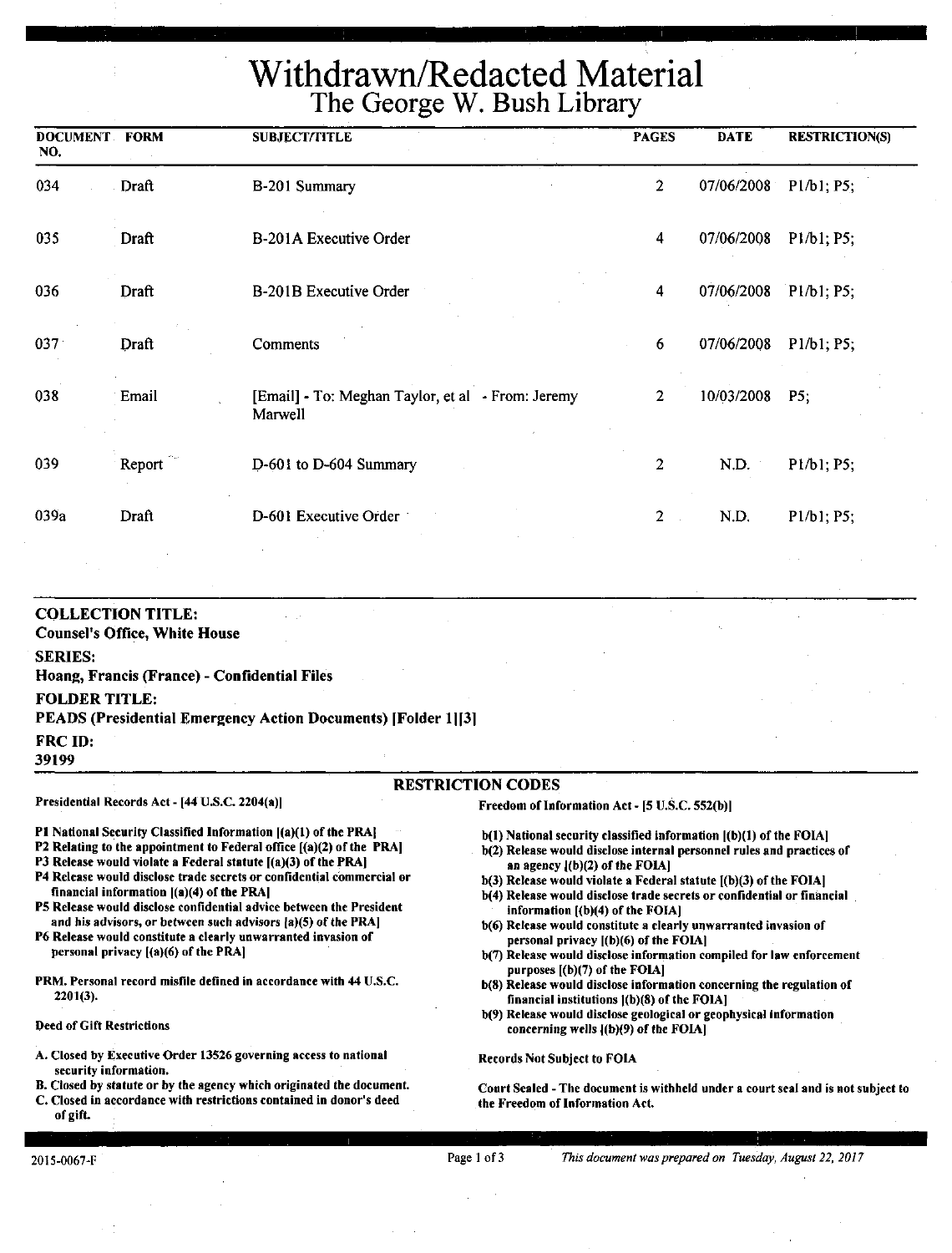# Withdrawn/Redacted Material

## The George W. Bush Library

| DOCUMENT NO. | FORM | SUBJECT/TITLE | PAGES | DATE | RESTRICTION(S) |
|---|---|---|---|---|---|
| 034 | Draft | B-201 Summary | 2 | 07/06/2008 | P1/b1; P5; |
| 035 | Draft | B-201A Executive Order | 4 | 07/06/2008 | P1/b1; P5; |
| 036 | Draft | B-201B Executive Order | 4 | 07/06/2008 | P1/b1; P5; |
| 037 | Draft | Comments | 6 | 07/06/2008 | P1/b1; P5; |
| 038 | Email | [Email] - To: Meghan Taylor, et al - From: Jeremy Marwell | 2 | 10/03/2008 | P5; |
| 039 | Report | D-601 to D-604 Summary | 2 | N.D. | P1/b1; P5; |
| 039a | Draft | D-601 Executive Order | 2 | N.D. | P1/b1; P5; |

**COLLECTION TITLE:**
**Counsel's Office, White House**

**SERIES:**
**Hoang, Francis (France) - Confidential Files**

**FOLDER TITLE:**
**PEADS (Presidential Emergency Action Documents) [Folder 1][3]**

**FRC ID:**
**39199**

### RESTRICTION CODES

**Presidential Records Act - [44 U.S.C. 2204(a)]**

- P1 National Security Classified Information [(a)(1) of the PRA]
- P2 Relating to the appointment to Federal office [(a)(2) of the PRA]
- P3 Release would violate a Federal statute [(a)(3) of the PRA]
- P4 Release would disclose trade secrets or confidential commercial or financial information [(a)(4) of the PRA]
- P5 Release would disclose confidential advice between the President and his advisors, or between such advisors [a)(5) of the PRA]
- P6 Release would constitute a clearly unwarranted invasion of personal privacy [(a)(6) of the PRA]

PRM. Personal record misfile defined in accordance with 44 U.S.C. 2201(3).

**Deed of Gift Restrictions**

- A. Closed by Executive Order 13526 governing access to national security information.
- B. Closed by statute or by the agency which originated the document.
- C. Closed in accordance with restrictions contained in donor's deed of gift.

**Freedom of Information Act - [5 U.S.C. 552(b)]**

- b(1) National security classified information [(b)(1) of the FOIA]
- b(2) Release would disclose internal personnel rules and practices of an agency [(b)(2) of the FOIA]
- b(3) Release would violate a Federal statute [(b)(3) of the FOIA]
- b(4) Release would disclose trade secrets or confidential or financial information [(b)(4) of the FOIA]
- b(6) Release would constitute a clearly unwarranted invasion of personal privacy [(b)(6) of the FOIA]
- b(7) Release would disclose information compiled for law enforcement purposes [(b)(7) of the FOIA]
- b(8) Release would disclose information concerning the regulation of financial institutions [(b)(8) of the FOIA]
- b(9) Release would disclose geological or geophysical information concerning wells [(b)(9) of the FOIA]

**Records Not Subject to FOIA**

Court Sealed - The document is withheld under a court seal and is not subject to the Freedom of Information Act.

2015-0067-F

*This document was prepared on Tuesday, August 22, 2017*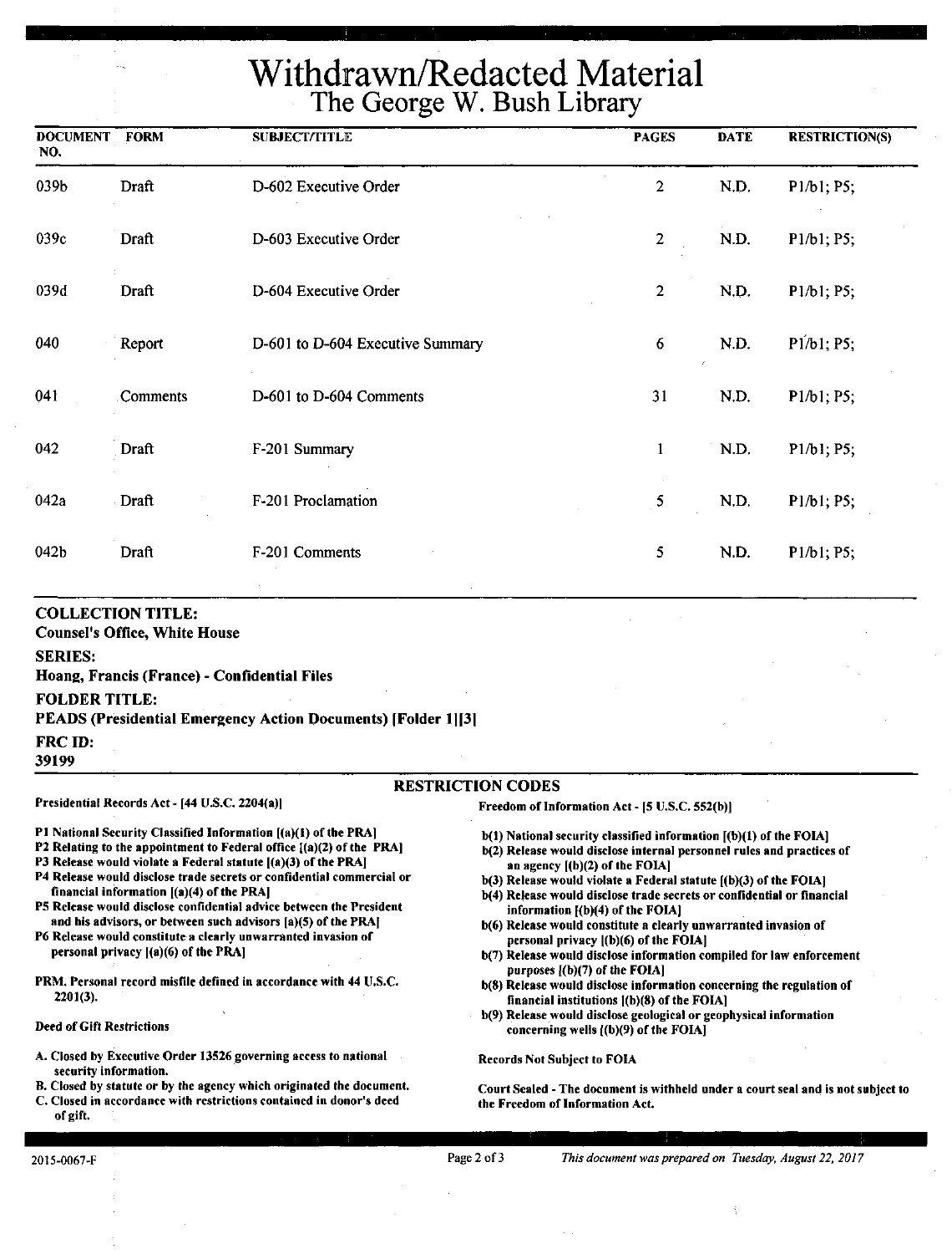# Withdrawn/Redacted Material
## The George W. Bush Library

| DOCUMENT NO. | FORM | SUBJECT/TITLE | PAGES | DATE | RESTRICTION(S) |
|---|---|---|---|---|---|
| 039b | Draft | D-602 Executive Order | 2 | N.D. | P1/b1; P5; |
| 039c | Draft | D-603 Executive Order | 2 | N.D. | P1/b1; P5; |
| 039d | Draft | D-604 Executive Order | 2 | N.D. | P1/b1; P5; |
| 040 | Report | D-601 to D-604 Executive Summary | 6 | N.D. | P1/b1; P5; |
| 041 | Comments | D-601 to D-604 Comments | 31 | N.D. | P1/b1; P5; |
| 042 | Draft | F-201 Summary | 1 | N.D. | P1/b1; P5; |
| 042a | Draft | F-201 Proclamation | 5 | N.D. | P1/b1; P5; |
| 042b | Draft | F-201 Comments | 5 | N.D. | P1/b1; P5; |

**COLLECTION TITLE:**
**Counsel's Office, White House**

**SERIES:**
**Hoang, Francis (France) - Confidential Files**

**FOLDER TITLE:**
**PEADS (Presidential Emergency Action Documents) [Folder 1][3]**

**FRC ID:**
**39199**

### RESTRICTION CODES

**Presidential Records Act - [44 U.S.C. 2204(a)]**

- P1 National Security Classified Information [(a)(1) of the PRA]
- P2 Relating to the appointment to Federal office [(a)(2) of the PRA]
- P3 Release would violate a Federal statute [(a)(3) of the PRA]
- P4 Release would disclose trade secrets or confidential commercial or financial information [(a)(4) of the PRA]
- P5 Release would disclose confidential advice between the President and his advisors, or between such advisors [a)(5) of the PRA]
- P6 Release would constitute a clearly unwarranted invasion of personal privacy [(a)(6) of the PRA]

PRM. Personal record misfile defined in accordance with 44 U.S.C. 2201(3).

**Deed of Gift Restrictions**

- A. Closed by Executive Order 13526 governing access to national security information.
- B. Closed by statute or by the agency which originated the document.
- C. Closed in accordance with restrictions contained in donor's deed of gift.

**Freedom of Information Act - [5 U.S.C. 552(b)]**

- b(1) National security classified information [(b)(1) of the FOIA]
- b(2) Release would disclose internal personnel rules and practices of an agency [(b)(2) of the FOIA]
- b(3) Release would violate a Federal statute [(b)(3) of the FOIA]
- b(4) Release would disclose trade secrets or confidential or financial information [(b)(4) of the FOIA]
- b(6) Release would constitute a clearly unwarranted invasion of personal privacy [(b)(6) of the FOIA]
- b(7) Release would disclose information compiled for law enforcement purposes [(b)(7) of the FOIA]
- b(8) Release would disclose information concerning the regulation of financial institutions [(b)(8) of the FOIA]
- b(9) Release would disclose geological or geophysical information concerning wells [(b)(9) of the FOIA]

Records Not Subject to FOIA

Court Sealed - The document is withheld under a court seal and is not subject to the Freedom of Information Act.

2015-0067-F

*This document was prepared on Tuesday, August 22, 2017*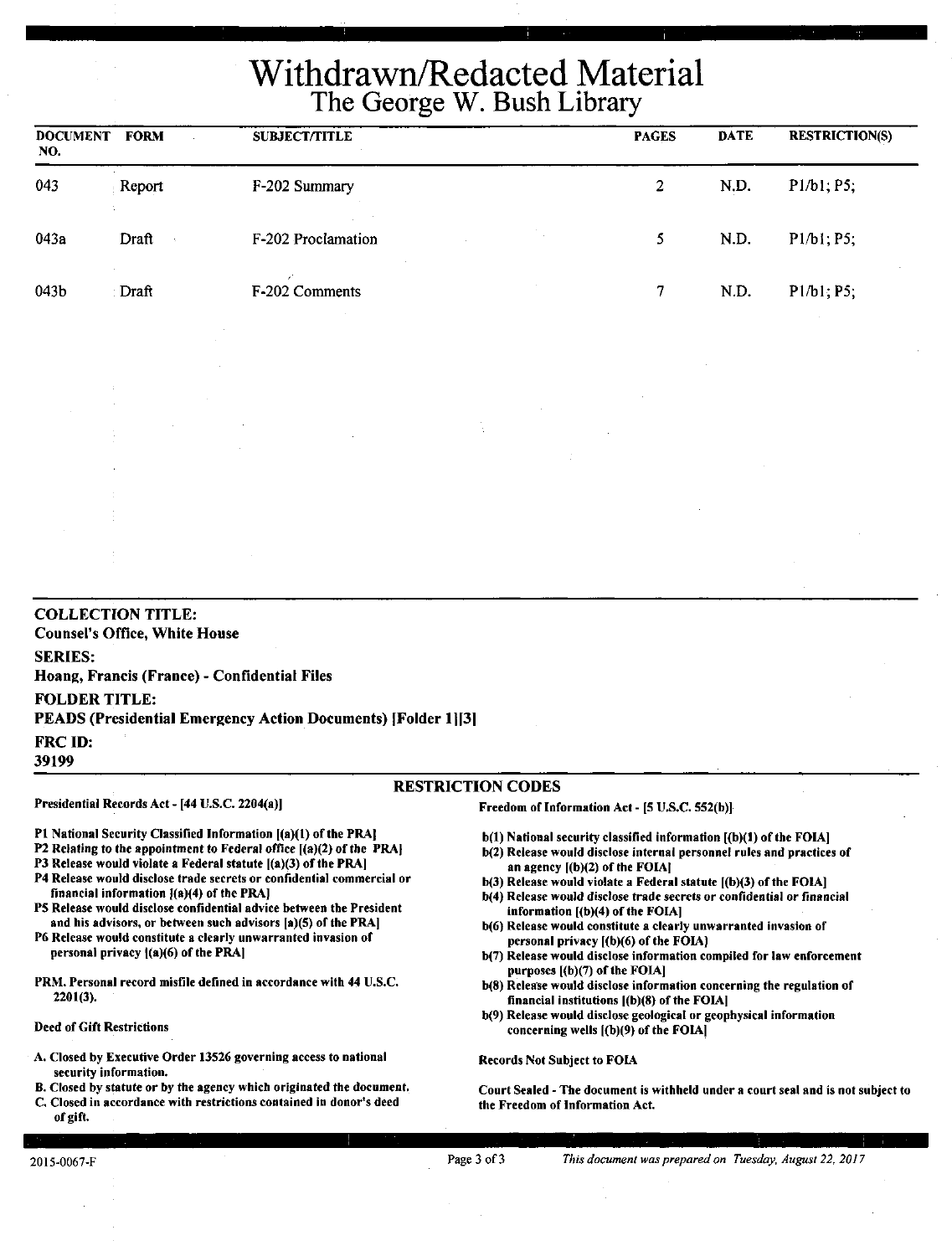# Withdrawn/Redacted Material

## The George W. Bush Library

| DOCUMENT NO. | FORM | SUBJECT/TITLE | PAGES | DATE | RESTRICTION(S) |
|---|---|---|---|---|---|
| 043 | Report | F-202 Summary | 2 | N.D. | P1/b1; P5; |
| 043a | Draft | F-202 Proclamation | 5 | N.D. | P1/b1; P5; |
| 043b | Draft | F-202 Comments | 7 | N.D. | P1/b1; P5; |

**COLLECTION TITLE:**
**Counsel's Office, White House**

**SERIES:**
**Hoang, Francis (France) - Confidential Files**

**FOLDER TITLE:**
**PEADS (Presidential Emergency Action Documents) [Folder 1][3]**

**FRC ID:**
**39199**

### RESTRICTION CODES

**Presidential Records Act - [44 U.S.C. 2204(a)]**

- P1 National Security Classified Information [(a)(1) of the PRA]
- P2 Relating to the appointment to Federal office [(a)(2) of the PRA]
- P3 Release would violate a Federal statute [(a)(3) of the PRA]
- P4 Release would disclose trade secrets or confidential commercial or financial information [(a)(4) of the PRA]
- P5 Release would disclose confidential advice between the President and his advisors, or between such advisors [a)(5) of the PRA]
- P6 Release would constitute a clearly unwarranted invasion of personal privacy [(a)(6) of the PRA]

PRM. Personal record misfile defined in accordance with 44 U.S.C. 2201(3).

**Deed of Gift Restrictions**

- A. Closed by Executive Order 13526 governing access to national security information.
- B. Closed by statute or by the agency which originated the document.
- C. Closed in accordance with restrictions contained in donor's deed of gift.

**Freedom of Information Act - [5 U.S.C. 552(b)]**

- b(1) National security classified information [(b)(1) of the FOIA]
- b(2) Release would disclose internal personnel rules and practices of an agency [(b)(2) of the FOIA]
- b(3) Release would violate a Federal statute [(b)(3) of the FOIA]
- b(4) Release would disclose trade secrets or confidential or financial information [(b)(4) of the FOIA]
- b(6) Release would constitute a clearly unwarranted invasion of personal privacy [(b)(6) of the FOIA]
- b(7) Release would disclose information compiled for law enforcement purposes [(b)(7) of the FOIA]
- b(8) Release would disclose information concerning the regulation of financial institutions [(b)(8) of the FOIA]
- b(9) Release would disclose geological or geophysical information concerning wells [(b)(9) of the FOIA]

**Records Not Subject to FOIA**

**Court Sealed - The document is withheld under a court seal and is not subject to the Freedom of Information Act.**

2015-0067-F

*This document was prepared on Tuesday, August 22, 2017*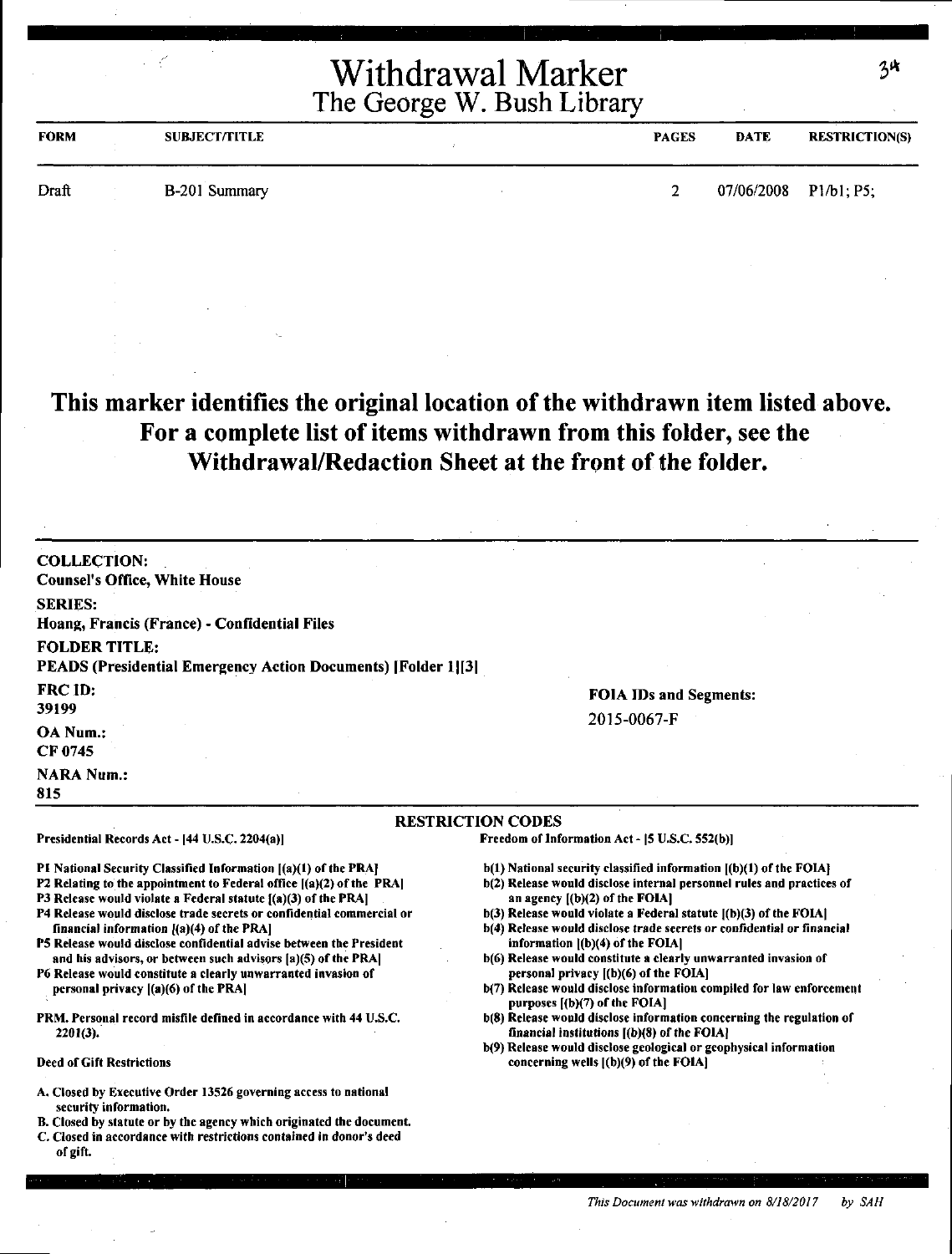# Withdrawal Marker
## The George W. Bush Library

| FORM | SUBJECT/TITLE | PAGES | DATE | RESTRICTION(S) |
|---|---|---|---|---|
| Draft | B-201 Summary | 2 | 07/06/2008 | P1/b1; P5; |

## This marker identifies the original location of the withdrawn item listed above. For a complete list of items withdrawn from this folder, see the Withdrawal/Redaction Sheet at the front of the folder.

**COLLECTION:**
Counsel's Office, White House

**SERIES:**
Hoang, Francis (France) - Confidential Files

**FOLDER TITLE:**
PEADS (Presidential Emergency Action Documents) [Folder 1][3]

**FRC ID:**
39199

**OA Num.:**
CF 0745

**NARA Num.:**
815

**FOIA IDs and Segments:**
2015-0067-F

### RESTRICTION CODES

**Presidential Records Act - [44 U.S.C. 2204(a)]**

- P1 National Security Classified Information [(a)(1) of the PRA]
- P2 Relating to the appointment to Federal office [(a)(2) of the PRA]
- P3 Release would violate a Federal statute [(a)(3) of the PRA]
- P4 Release would disclose trade secrets or confidential commercial or financial information [(a)(4) of the PRA]
- P5 Release would disclose confidential advise between the President and his advisors, or between such advisors [a)(5) of the PRA]
- P6 Release would constitute a clearly unwarranted invasion of personal privacy [(a)(6) of the PRA]

PRM. Personal record misfile defined in accordance with 44 U.S.C. 2201(3).

**Deed of Gift Restrictions**

- A. Closed by Executive Order 13526 governing access to national security information.
- B. Closed by statute or by the agency which originated the document.
- C. Closed in accordance with restrictions contained in donor's deed of gift.

**Freedom of Information Act - [5 U.S.C. 552(b)]**

- b(1) National security classified information [(b)(1) of the FOIA]
- b(2) Release would disclose internal personnel rules and practices of an agency [(b)(2) of the FOIA]
- b(3) Release would violate a Federal statute [(b)(3) of the FOIA]
- b(4) Release would disclose trade secrets or confidential or financial information [(b)(4) of the FOIA]
- b(6) Release would constitute a clearly unwarranted invasion of personal privacy [(b)(6) of the FOIA]
- b(7) Release would disclose information compiled for law enforcement purposes [(b)(7) of the FOIA]
- b(8) Release would disclose information concerning the regulation of financial institutions [(b)(8) of the FOIA]
- b(9) Release would disclose geological or geophysical information concerning wells [(b)(9) of the FOIA]

*This Document was withdrawn on 8/18/2017 by SAH*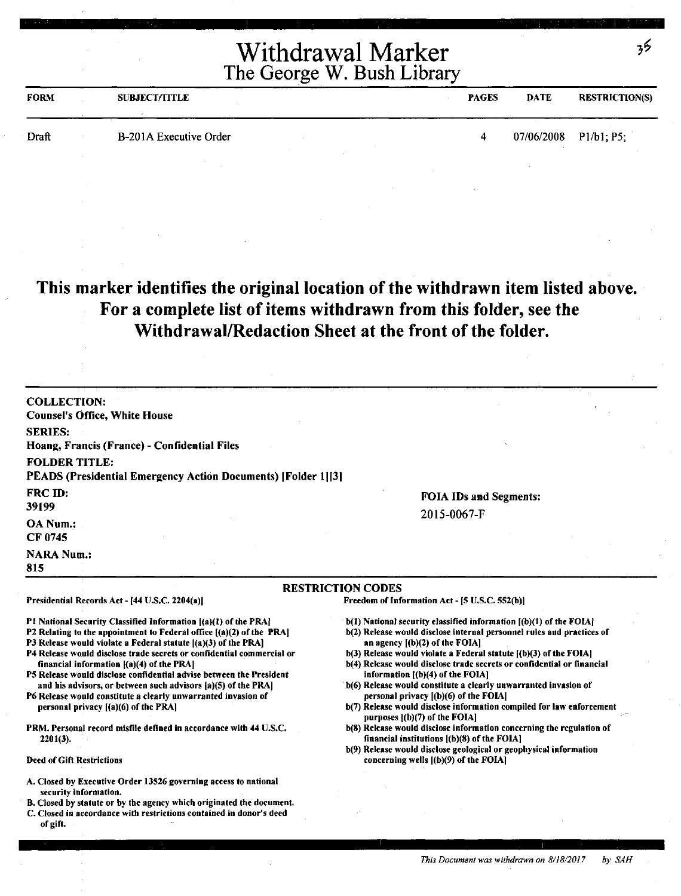# Withdrawal Marker
## The George W. Bush Library

35

| FORM | SUBJECT/TITLE | PAGES | DATE | RESTRICTION(S) |
|---|---|---|---|---|
| Draft | B-201A Executive Order | 4 | 07/06/2008 | P1/b1; P5; |

**This marker identifies the original location of the withdrawn item listed above. For a complete list of items withdrawn from this folder, see the Withdrawal/Redaction Sheet at the front of the folder.**

**COLLECTION:**
**Counsel's Office, White House**

**SERIES:**
**Hoang, Francis (France) - Confidential Files**

**FOLDER TITLE:**
**PEADS (Presidential Emergency Action Documents) [Folder 1][3]**

**FRC ID:**
**39199**

**OA Num.:**
**CF 0745**

**NARA Num.:**
**815**

**FOIA IDs and Segments:**
2015-0067-F

**RESTRICTION CODES**

**Presidential Records Act - [44 U.S.C. 2204(a)]**

**P1 National Security Classified Information [(a)(1) of the PRA]**
**P2 Relating to the appointment to Federal office [(a)(2) of the PRA]**
**P3 Release would violate a Federal statute [(a)(3) of the PRA]**
**P4 Release would disclose trade secrets or confidential commercial or financial information [(a)(4) of the PRA]**
**P5 Release would disclose confidential advise between the President and his advisors, or between such advisors [a)(5) of the PRA]**
**P6 Release would constitute a clearly unwarranted invasion of personal privacy [(a)(6) of the PRA]**

**PRM. Personal record misfile defined in accordance with 44 U.S.C. 2201(3).**

**Deed of Gift Restrictions**

**A. Closed by Executive Order 13526 governing access to national security information.**
**B. Closed by statute or by the agency which originated the document.**
**C. Closed in accordance with restrictions contained in donor's deed of gift.**

**Freedom of Information Act - [5 U.S.C. 552(b)]**

**b(1) National security classified information [(b)(1) of the FOIA]**
**b(2) Release would disclose internal personnel rules and practices of an agency [(b)(2) of the FOIA]**
**b(3) Release would violate a Federal statute [(b)(3) of the FOIA]**
**b(4) Release would disclose trade secrets or confidential or financial information [(b)(4) of the FOIA]**
**b(6) Release would constitute a clearly unwarranted invasion of personal privacy [(b)(6) of the FOIA]**
**b(7) Release would disclose information compiled for law enforcement purposes [(b)(7) of the FOIA]**
**b(8) Release would disclose information concerning the regulation of financial institutions [(b)(8) of the FOIA]**
**b(9) Release would disclose geological or geophysical information concerning wells [(b)(9) of the FOIA]**

*This Document was withdrawn on 8/18/2017 by SAH*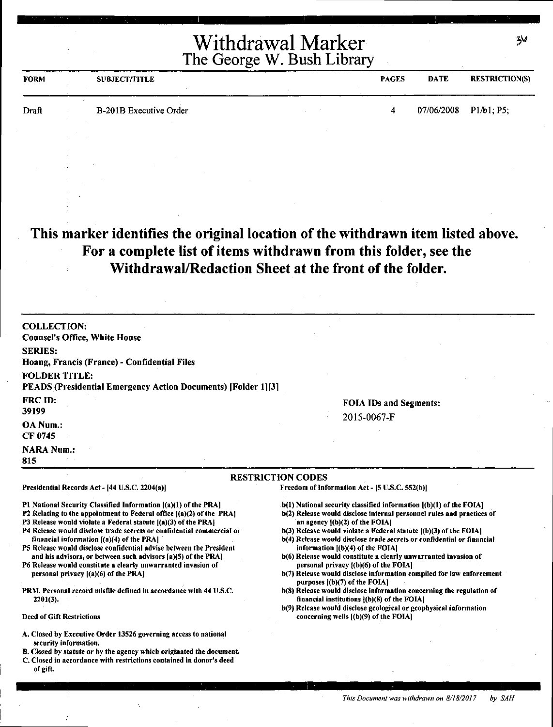# Withdrawal Marker
## The George W. Bush Library

| FORM | SUBJECT/TITLE | PAGES | DATE | RESTRICTION(S) |
|---|---|---|---|---|
| Draft | B-201B Executive Order | 4 | 07/06/2008 | P1/b1; P5; |

## This marker identifies the original location of the withdrawn item listed above. For a complete list of items withdrawn from this folder, see the Withdrawal/Redaction Sheet at the front of the folder.

**COLLECTION:**
**Counsel's Office, White House**

**SERIES:**
**Hoang, Francis (France) - Confidential Files**

**FOLDER TITLE:**
**PEADS (Presidential Emergency Action Documents) [Folder 1][3]**

**FRC ID:**
**39199**

**OA Num.:**
**CF 0745**

**NARA Num.:**
**815**

**FOIA IDs and Segments:**
2015-0067-F

**RESTRICTION CODES**

**Presidential Records Act - [44 U.S.C. 2204(a)]**

P1 National Security Classified Information [(a)(1) of the PRA]
P2 Relating to the appointment to Federal office [(a)(2) of the PRA]
P3 Release would violate a Federal statute [(a)(3) of the PRA]
P4 Release would disclose trade secrets or confidential commercial or financial information [(a)(4) of the PRA]
P5 Release would disclose confidential advise between the President and his advisors, or between such advisors [a)(5) of the PRA]
P6 Release would constitute a clearly unwarranted invasion of personal privacy [(a)(6) of the PRA]

PRM. Personal record misfile defined in accordance with 44 U.S.C. 2201(3).

Deed of Gift Restrictions

A. Closed by Executive Order 13526 governing access to national security information.
B. Closed by statute or by the agency which originated the document.
C. Closed in accordance with restrictions contained in donor's deed of gift.

**Freedom of Information Act - [5 U.S.C. 552(b)]**

b(1) National security classified information [(b)(1) of the FOIA]
b(2) Release would disclose internal personnel rules and practices of an agency [(b)(2) of the FOIA]
b(3) Release would violate a Federal statute [(b)(3) of the FOIA]
b(4) Release would disclose trade secrets or confidential or financial information [(b)(4) of the FOIA]
b(6) Release would constitute a clearly unwarranted invasion of personal privacy [(b)(6) of the FOIA]
b(7) Release would disclose information compiled for law enforcement purposes [(b)(7) of the FOIA]
b(8) Release would disclose information concerning the regulation of financial institutions [(b)(8) of the FOIA]
b(9) Release would disclose geological or geophysical information concerning wells [(b)(9) of the FOIA]

*This Document was withdrawn on 8/18/2017 by SAH*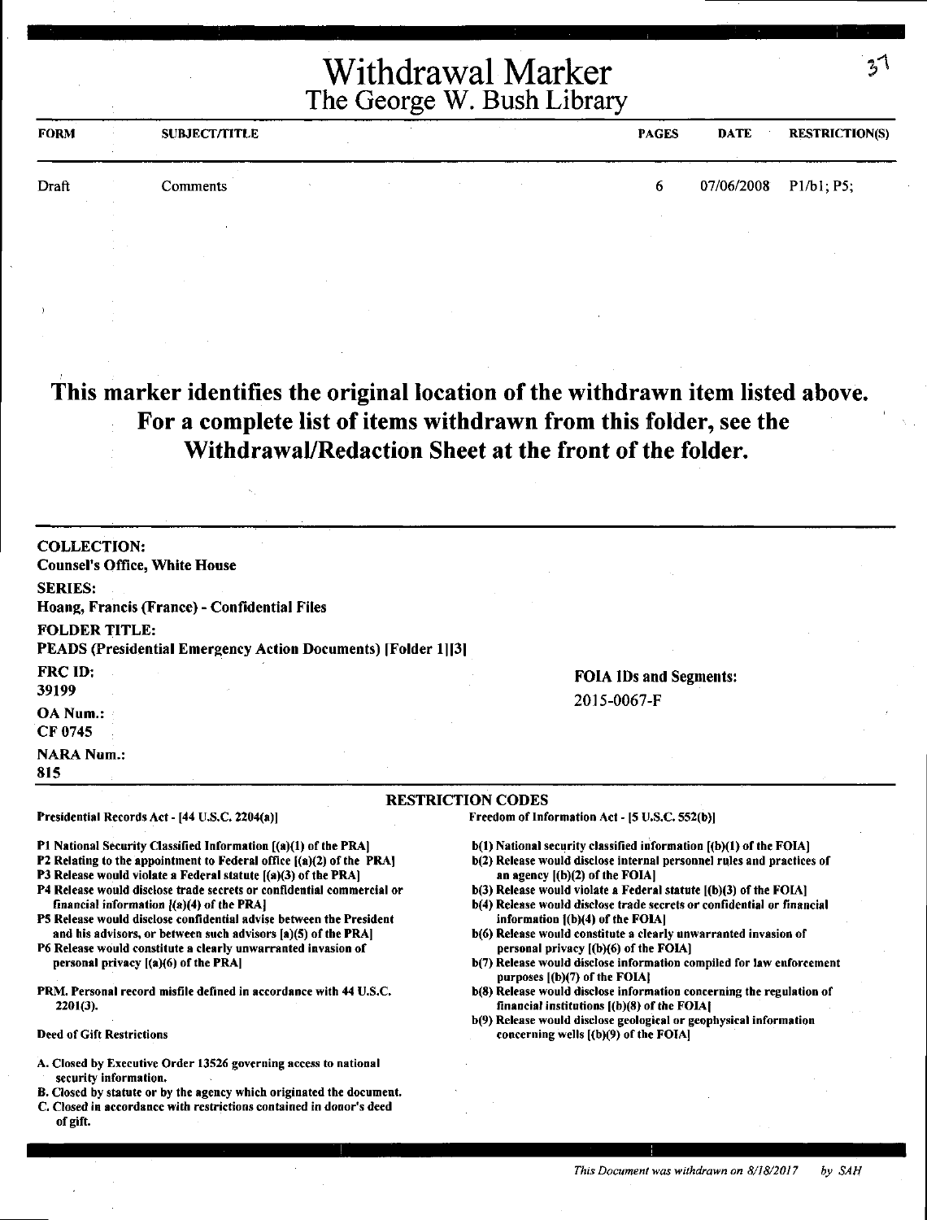# Withdrawal Marker
## The George W. Bush Library

| FORM | SUBJECT/TITLE | PAGES | DATE | RESTRICTION(S) |
|---|---|---|---|---|
| Draft | Comments | 6 | 07/06/2008 | P1/b1; P5; |

**This marker identifies the original location of the withdrawn item listed above. For a complete list of items withdrawn from this folder, see the Withdrawal/Redaction Sheet at the front of the folder.**

**COLLECTION:**
**Counsel's Office, White House**

**SERIES:**
**Hoang, Francis (France) - Confidential Files**

**FOLDER TITLE:**
**PEADS (Presidential Emergency Action Documents) [Folder 1][3]**

**FRC ID:**
39199

**OA Num.:**
CF 0745

**NARA Num.:**
815

**FOIA IDs and Segments:**
2015-0067-F

### RESTRICTION CODES

**Presidential Records Act - [44 U.S.C. 2204(a)]**

- P1 National Security Classified Information [(a)(1) of the PRA]
- P2 Relating to the appointment to Federal office [(a)(2) of the PRA]
- P3 Release would violate a Federal statute [(a)(3) of the PRA]
- P4 Release would disclose trade secrets or confidential commercial or financial information [(a)(4) of the PRA]
- P5 Release would disclose confidential advise between the President and his advisors, or between such advisors [a)(5) of the PRA]
- P6 Release would constitute a clearly unwarranted invasion of personal privacy [(a)(6) of the PRA]

PRM. Personal record misfile defined in accordance with 44 U.S.C. 2201(3).

Deed of Gift Restrictions

- A. Closed by Executive Order 13526 governing access to national security information.
- B. Closed by statute or by the agency which originated the document.
- C. Closed in accordance with restrictions contained in donor's deed of gift.

**Freedom of Information Act - [5 U.S.C. 552(b)]**

- b(1) National security classified information [(b)(1) of the FOIA]
- b(2) Release would disclose internal personnel rules and practices of an agency [(b)(2) of the FOIA]
- b(3) Release would violate a Federal statute [(b)(3) of the FOIA]
- b(4) Release would disclose trade secrets or confidential or financial information [(b)(4) of the FOIA]
- b(6) Release would constitute a clearly unwarranted invasion of personal privacy [(b)(6) of the FOIA]
- b(7) Release would disclose information compiled for law enforcement purposes [(b)(7) of the FOIA]
- b(8) Release would disclose information concerning the regulation of financial institutions [(b)(8) of the FOIA]
- b(9) Release would disclose geological or geophysical information concerning wells [(b)(9) of the FOIA]

*This Document was withdrawn on 8/18/2017 by SAH*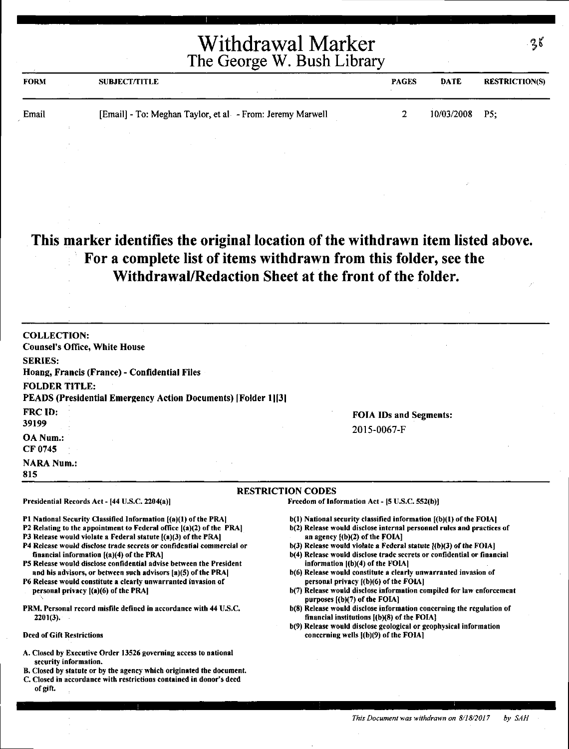# Withdrawal Marker
## The George W. Bush Library

| FORM | SUBJECT/TITLE | PAGES | DATE | RESTRICTION(S) |
|---|---|---|---|---|
| Email | [Email] - To: Meghan Taylor, et al - From: Jeremy Marwell | 2 | 10/03/2008 | P5; |

## This marker identifies the original location of the withdrawn item listed above. For a complete list of items withdrawn from this folder, see the Withdrawal/Redaction Sheet at the front of the folder.

**COLLECTION:**
Counsel's Office, White House

**SERIES:**
Hoang, Francis (France) - Confidential Files

**FOLDER TITLE:**
PEADS (Presidential Emergency Action Documents) [Folder 1][3]

**FRC ID:**
39199

**FOIA IDs and Segments:**
2015-0067-F

**OA Num.:**
CF 0745

**NARA Num.:**
815

### RESTRICTION CODES

**Presidential Records Act - [44 U.S.C. 2204(a)]**

- P1 National Security Classified Information [(a)(1) of the PRA]
- P2 Relating to the appointment to Federal office [(a)(2) of the PRA]
- P3 Release would violate a Federal statute [(a)(3) of the PRA]
- P4 Release would disclose trade secrets or confidential commercial or financial information [(a)(4) of the PRA]
- P5 Release would disclose confidential advise between the President and his advisors, or between such advisors [a)(5) of the PRA]
- P6 Release would constitute a clearly unwarranted invasion of personal privacy [(a)(6) of the PRA]

PRM. Personal record misfile defined in accordance with 44 U.S.C. 2201(3).

**Deed of Gift Restrictions**

- A. Closed by Executive Order 13526 governing access to national security information.
- B. Closed by statute or by the agency which originated the document.
- C. Closed in accordance with restrictions contained in donor's deed of gift.

**Freedom of Information Act - [5 U.S.C. 552(b)]**

- b(1) National security classified information [(b)(1) of the FOIA]
- b(2) Release would disclose internal personnel rules and practices of an agency [(b)(2) of the FOIA]
- b(3) Release would violate a Federal statute [(b)(3) of the FOIA]
- b(4) Release would disclose trade secrets or confidential or financial information [(b)(4) of the FOIA]
- b(6) Release would constitute a clearly unwarranted invasion of personal privacy [(b)(6) of the FOIA]
- b(7) Release would disclose information compiled for law enforcement purposes [(b)(7) of the FOIA]
- b(8) Release would disclose information concerning the regulation of financial institutions [(b)(8) of the FOIA]
- b(9) Release would disclose geological or geophysical information concerning wells [(b)(9) of the FOIA]

*This Document was withdrawn on 8/18/2017 by SAH*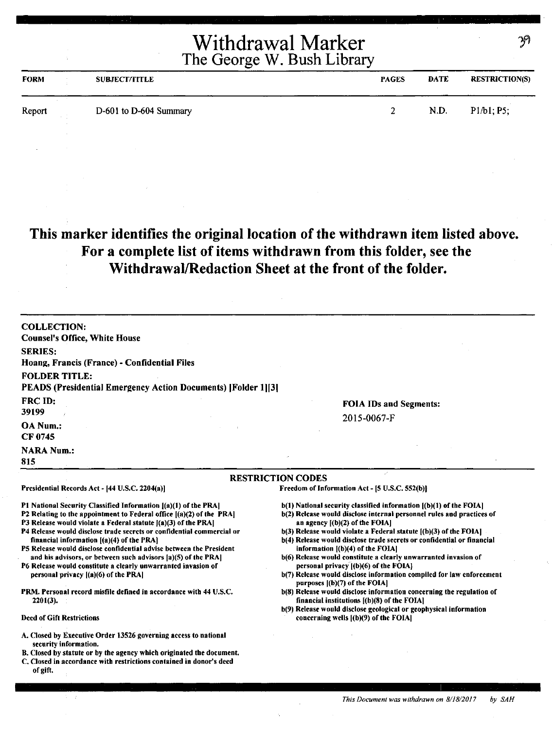# Withdrawal Marker
## The George W. Bush Library

| FORM | SUBJECT/TITLE | PAGES | DATE | RESTRICTION(S) |
|---|---|---|---|---|
| Report | D-601 to D-604 Summary | 2 | N.D. | P1/b1; P5; |

**This marker identifies the original location of the withdrawn item listed above. For a complete list of items withdrawn from this folder, see the Withdrawal/Redaction Sheet at the front of the folder.**

**COLLECTION:**
Counsel's Office, White House

**SERIES:**
Hoang, Francis (France) - Confidential Files

**FOLDER TITLE:**
PEADS (Presidential Emergency Action Documents) [Folder 1][3]

**FRC ID:**
39199

**OA Num.:**
CF 0745

**NARA Num.:**
815

**FOIA IDs and Segments:**
2015-0067-F

**RESTRICTION CODES**

Presidential Records Act - [44 U.S.C. 2204(a)]

P1 National Security Classified Information [(a)(1) of the PRA]
P2 Relating to the appointment to Federal office [(a)(2) of the PRA]
P3 Release would violate a Federal statute [(a)(3) of the PRA]
P4 Release would disclose trade secrets or confidential commercial or financial information [(a)(4) of the PRA]
P5 Release would disclose confidential advise between the President and his advisors, or between such advisors [a)(5) of the PRA]
P6 Release would constitute a clearly unwarranted invasion of personal privacy [(a)(6) of the PRA]

PRM. Personal record misfile defined in accordance with 44 U.S.C. 2201(3).

Deed of Gift Restrictions

A. Closed by Executive Order 13526 governing access to national security information.
B. Closed by statute or by the agency which originated the document.
C. Closed in accordance with restrictions contained in donor's deed of gift.

Freedom of Information Act - [5 U.S.C. 552(b)]

b(1) National security classified information [(b)(1) of the FOIA]
b(2) Release would disclose internal personnel rules and practices of an agency [(b)(2) of the FOIA]
b(3) Release would violate a Federal statute [(b)(3) of the FOIA]
b(4) Release would disclose trade secrets or confidential or financial information [(b)(4) of the FOIA]
b(6) Release would constitute a clearly unwarranted invasion of personal privacy [(b)(6) of the FOIA]
b(7) Release would disclose information compiled for law enforcement purposes [(b)(7) of the FOIA]
b(8) Release would disclose information concerning the regulation of financial institutions [(b)(8) of the FOIA]
b(9) Release would disclose geological or geophysical information concerning wells [(b)(9) of the FOIA]

*This Document was withdrawn on 8/18/2017 by SAH*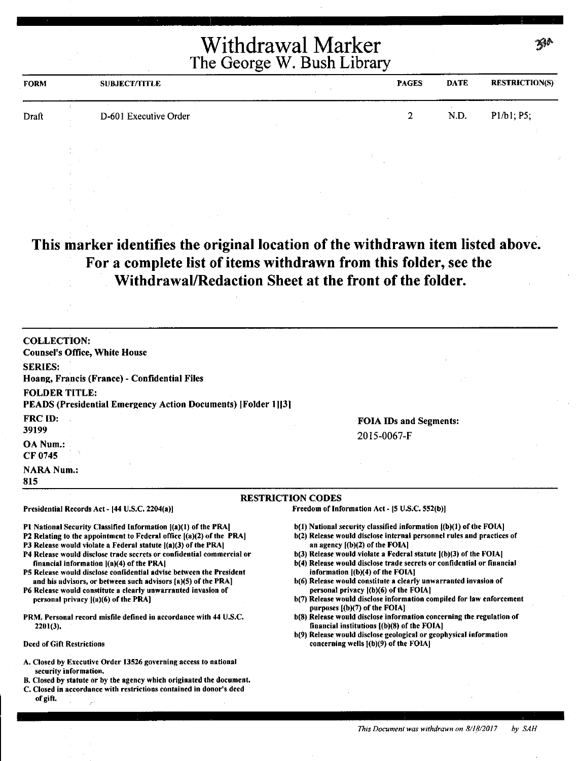# Withdrawal Marker
## The George W. Bush Library

39a

| FORM | SUBJECT/TITLE | PAGES | DATE | RESTRICTION(S) |
|---|---|---|---|---|
| Draft | D-601 Executive Order | 2 | N.D. | P1/b1; P5; |

**This marker identifies the original location of the withdrawn item listed above. For a complete list of items withdrawn from this folder, see the Withdrawal/Redaction Sheet at the front of the folder.**

**COLLECTION:**
Counsel's Office, White House

**SERIES:**
Hoang, Francis (France) - Confidential Files

**FOLDER TITLE:**
PEADS (Presidential Emergency Action Documents) [Folder 1][3]

**FRC ID:**
39199

**OA Num.:**
CF 0745

**NARA Num.:**
815

**FOIA IDs and Segments:**
2015-0067-F

### RESTRICTION CODES

**Presidential Records Act - [44 U.S.C. 2204(a)]**

- P1 National Security Classified Information [(a)(1) of the PRA]
- P2 Relating to the appointment to Federal office [(a)(2) of the PRA]
- P3 Release would violate a Federal statute [(a)(3) of the PRA]
- P4 Release would disclose trade secrets or confidential commercial or financial information [(a)(4) of the PRA]
- P5 Release would disclose confidential advise between the President and his advisors, or between such advisors [a)(5) of the PRA]
- P6 Release would constitute a clearly unwarranted invasion of personal privacy [(a)(6) of the PRA]

PRM. Personal record misfile defined in accordance with 44 U.S.C. 2201(3).

Deed of Gift Restrictions

- A. Closed by Executive Order 13526 governing access to national security information.
- B. Closed by statute or by the agency which originated the document.
- C. Closed in accordance with restrictions contained in donor's deed of gift.

**Freedom of Information Act - [5 U.S.C. 552(b)]**

- b(1) National security classified information [(b)(1) of the FOIA]
- b(2) Release would disclose internal personnel rules and practices of an agency [(b)(2) of the FOIA]
- b(3) Release would violate a Federal statute [(b)(3) of the FOIA]
- b(4) Release would disclose trade secrets or confidential or financial information [(b)(4) of the FOIA]
- b(6) Release would constitute a clearly unwarranted invasion of personal privacy [(b)(6) of the FOIA]
- b(7) Release would disclose information compiled for law enforcement purposes [(b)(7) of the FOIA]
- b(8) Release would disclose information concerning the regulation of financial institutions [(b)(8) of the FOIA]
- b(9) Release would disclose geological or geophysical information concerning wells [(b)(9) of the FOIA]

*This Document was withdrawn on 8/18/2017 by SAH*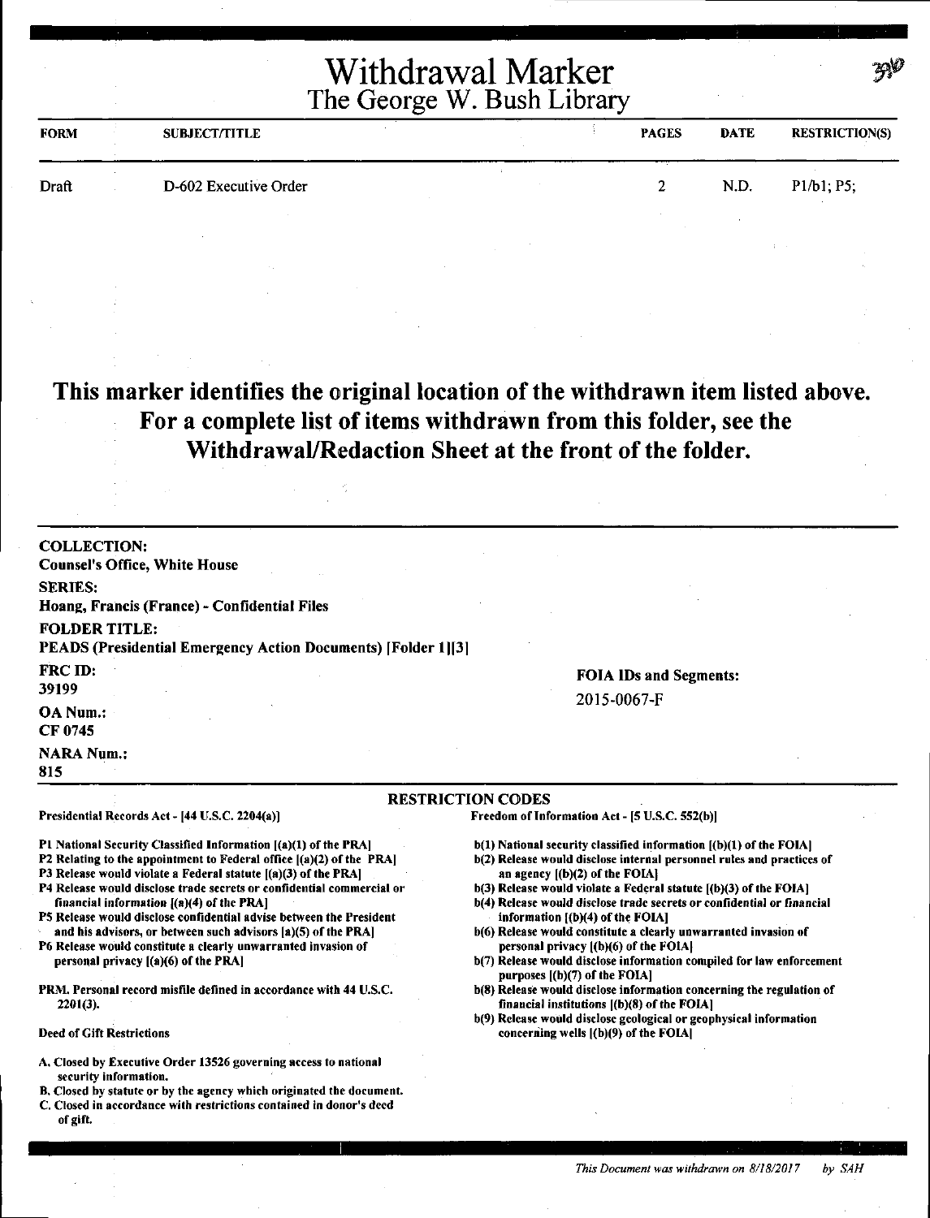# Withdrawal Marker
## The George W. Bush Library

| FORM | SUBJECT/TITLE | PAGES | DATE | RESTRICTION(S) |
|---|---|---|---|---|
| Draft | D-602 Executive Order | 2 | N.D. | P1/b1; P5; |

**This marker identifies the original location of the withdrawn item listed above. For a complete list of items withdrawn from this folder, see the Withdrawal/Redaction Sheet at the front of the folder.**

**COLLECTION:**
Counsel's Office, White House

**SERIES:**
Hoang, Francis (France) - Confidential Files

**FOLDER TITLE:**
PEADS (Presidential Emergency Action Documents) [Folder 1][3]

**FRC ID:**
39199

**OA Num.:**
CF 0745

**NARA Num.:**
815

**FOIA IDs and Segments:**
2015-0067-F

### RESTRICTION CODES

**Presidential Records Act - [44 U.S.C. 2204(a)]**

P1 National Security Classified Information [(a)(1) of the PRA]
P2 Relating to the appointment to Federal office [(a)(2) of the PRA]
P3 Release would violate a Federal statute [(a)(3) of the PRA]
P4 Release would disclose trade secrets or confidential commercial or financial information [(a)(4) of the PRA]
P5 Release would disclose confidential advise between the President and his advisors, or between such advisors [a)(5) of the PRA]
P6 Release would constitute a clearly unwarranted invasion of personal privacy [(a)(6) of the PRA]

PRM. Personal record misfile defined in accordance with 44 U.S.C. 2201(3).

**Deed of Gift Restrictions**

A. Closed by Executive Order 13526 governing access to national security information.
B. Closed by statute or by the agency which originated the document.
C. Closed in accordance with restrictions contained in donor's deed of gift.

**Freedom of Information Act - [5 U.S.C. 552(b)]**

b(1) National security classified information [(b)(1) of the FOIA]
b(2) Release would disclose internal personnel rules and practices of an agency [(b)(2) of the FOIA]
b(3) Release would violate a Federal statute [(b)(3) of the FOIA]
b(4) Release would disclose trade secrets or confidential or financial information [(b)(4) of the FOIA]
b(6) Release would constitute a clearly unwarranted invasion of personal privacy [(b)(6) of the FOIA]
b(7) Release would disclose information compiled for law enforcement purposes [(b)(7) of the FOIA]
b(8) Release would disclose information concerning the regulation of financial institutions [(b)(8) of the FOIA]
b(9) Release would disclose geological or geophysical information concerning wells [(b)(9) of the FOIA]

*This Document was withdrawn on 8/18/2017 by SAH*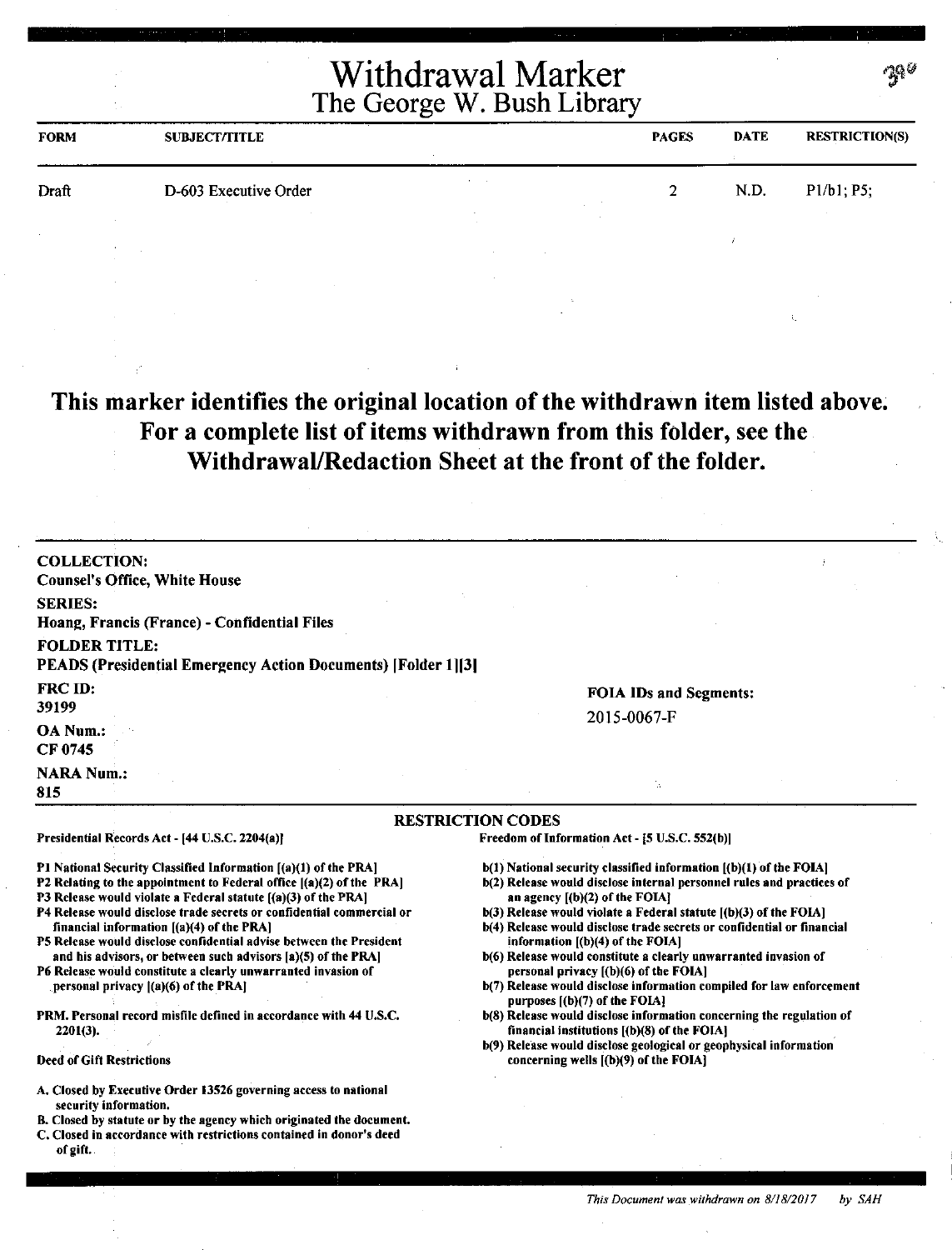# Withdrawal Marker
## The George W. Bush Library

| FORM | SUBJECT/TITLE | PAGES | DATE | RESTRICTION(S) |
| --- | --- | --- | --- | --- |
| Draft | D-603 Executive Order | 2 | N.D. | P1/b1; P5; |

**This marker identifies the original location of the withdrawn item listed above. For a complete list of items withdrawn from this folder, see the Withdrawal/Redaction Sheet at the front of the folder.**

**COLLECTION:**
Counsel's Office, White House

**SERIES:**
Hoang, Francis (France) - Confidential Files

**FOLDER TITLE:**
PEADS (Presidential Emergency Action Documents) [Folder 1][3]

**FRC ID:**
39199

**OA Num.:**
CF 0745

**NARA Num.:**
815

**FOIA IDs and Segments:**
2015-0067-F

### RESTRICTION CODES

Presidential Records Act - [44 U.S.C. 2204(a)]

P1 National Security Classified Information [(a)(1) of the PRA]
P2 Relating to the appointment to Federal office [(a)(2) of the PRA]
P3 Release would violate a Federal statute [(a)(3) of the PRA]
P4 Release would disclose trade secrets or confidential commercial or financial information [(a)(4) of the PRA]
P5 Release would disclose confidential advise between the President and his advisors, or between such advisors [a)(5) of the PRA]
P6 Release would constitute a clearly unwarranted invasion of personal privacy [(a)(6) of the PRA]

PRM. Personal record misfile defined in accordance with 44 U.S.C. 2201(3).

Deed of Gift Restrictions

A. Closed by Executive Order 13526 governing access to national security information.
B. Closed by statute or by the agency which originated the document.
C. Closed in accordance with restrictions contained in donor's deed of gift.

Freedom of Information Act - [5 U.S.C. 552(b)]

b(1) National security classified information [(b)(1) of the FOIA]
b(2) Release would disclose internal personnel rules and practices of an agency [(b)(2) of the FOIA]
b(3) Release would violate a Federal statute [(b)(3) of the FOIA]
b(4) Release would disclose trade secrets or confidential or financial information [(b)(4) of the FOIA]
b(6) Release would constitute a clearly unwarranted invasion of personal privacy [(b)(6) of the FOIA]
b(7) Release would disclose information compiled for law enforcement purposes [(b)(7) of the FOIA]
b(8) Release would disclose information concerning the regulation of financial institutions [(b)(8) of the FOIA]
b(9) Release would disclose geological or geophysical information concerning wells [(b)(9) of the FOIA]

*This Document was withdrawn on 8/18/2017 by SAH*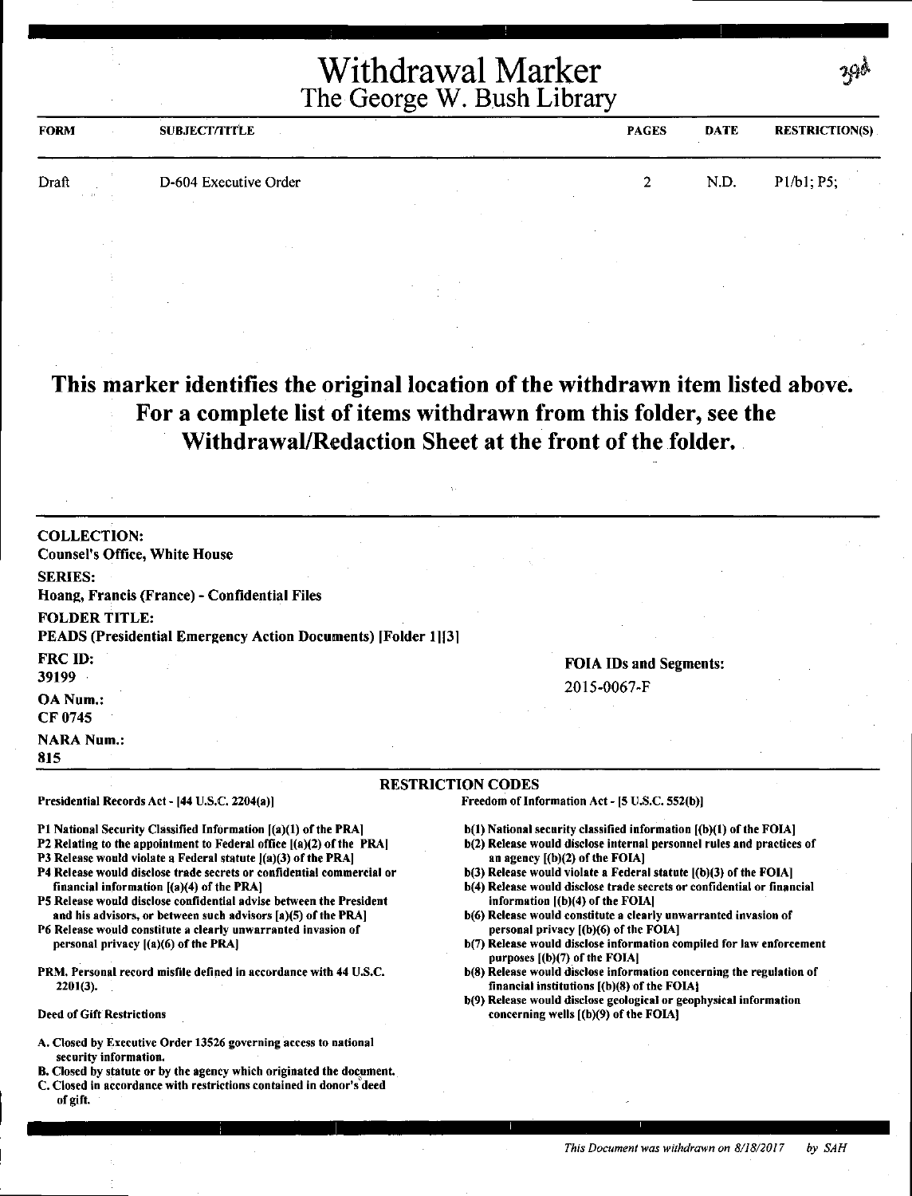# Withdrawal Marker
## The George W. Bush Library

39d

| FORM | SUBJECT/TITLE | PAGES | DATE | RESTRICTION(S) |
|---|---|---|---|---|
| Draft | D-604 Executive Order | 2 | N.D. | P1/b1; P5; |

**This marker identifies the original location of the withdrawn item listed above. For a complete list of items withdrawn from this folder, see the Withdrawal/Redaction Sheet at the front of the folder.**

**COLLECTION:**
Counsel's Office, White House

**SERIES:**
Hoang, Francis (France) - Confidential Files

**FOLDER TITLE:**
PEADS (Presidential Emergency Action Documents) [Folder 1][3]

**FRC ID:**
39199

**FOIA IDs and Segments:**
2015-0067-F

**OA Num.:**
CF 0745

**NARA Num.:**
815

**RESTRICTION CODES**

**Presidential Records Act - [44 U.S.C. 2204(a)]**

P1 National Security Classified Information [(a)(1) of the PRA]
P2 Relating to the appointment to Federal office [(a)(2) of the PRA]
P3 Release would violate a Federal statute [(a)(3) of the PRA]
P4 Release would disclose trade secrets or confidential commercial or financial information [(a)(4) of the PRA]
P5 Release would disclose confidential advise between the President and his advisors, or between such advisors [a)(5) of the PRA]
P6 Release would constitute a clearly unwarranted invasion of personal privacy [(a)(6) of the PRA]

PRM. Personal record misfile defined in accordance with 44 U.S.C. 2201(3).

**Deed of Gift Restrictions**

A. Closed by Executive Order 13526 governing access to national security information.
B. Closed by statute or by the agency which originated the document.
C. Closed in accordance with restrictions contained in donor's deed of gift.

**Freedom of Information Act - [5 U.S.C. 552(b)]**

b(1) National security classified information [(b)(1) of the FOIA]
b(2) Release would disclose internal personnel rules and practices of an agency [(b)(2) of the FOIA]
b(3) Release would violate a Federal statute [(b)(3) of the FOIA]
b(4) Release would disclose trade secrets or confidential or financial information [(b)(4) of the FOIA]
b(6) Release would constitute a clearly unwarranted invasion of personal privacy [(b)(6) of the FOIA]
b(7) Release would disclose information compiled for law enforcement purposes [(b)(7) of the FOIA]
b(8) Release would disclose information concerning the regulation of financial institutions [(b)(8) of the FOIA]
b(9) Release would disclose geological or geophysical information concerning wells [(b)(9) of the FOIA]

*This Document was withdrawn on 8/18/2017 by SAH*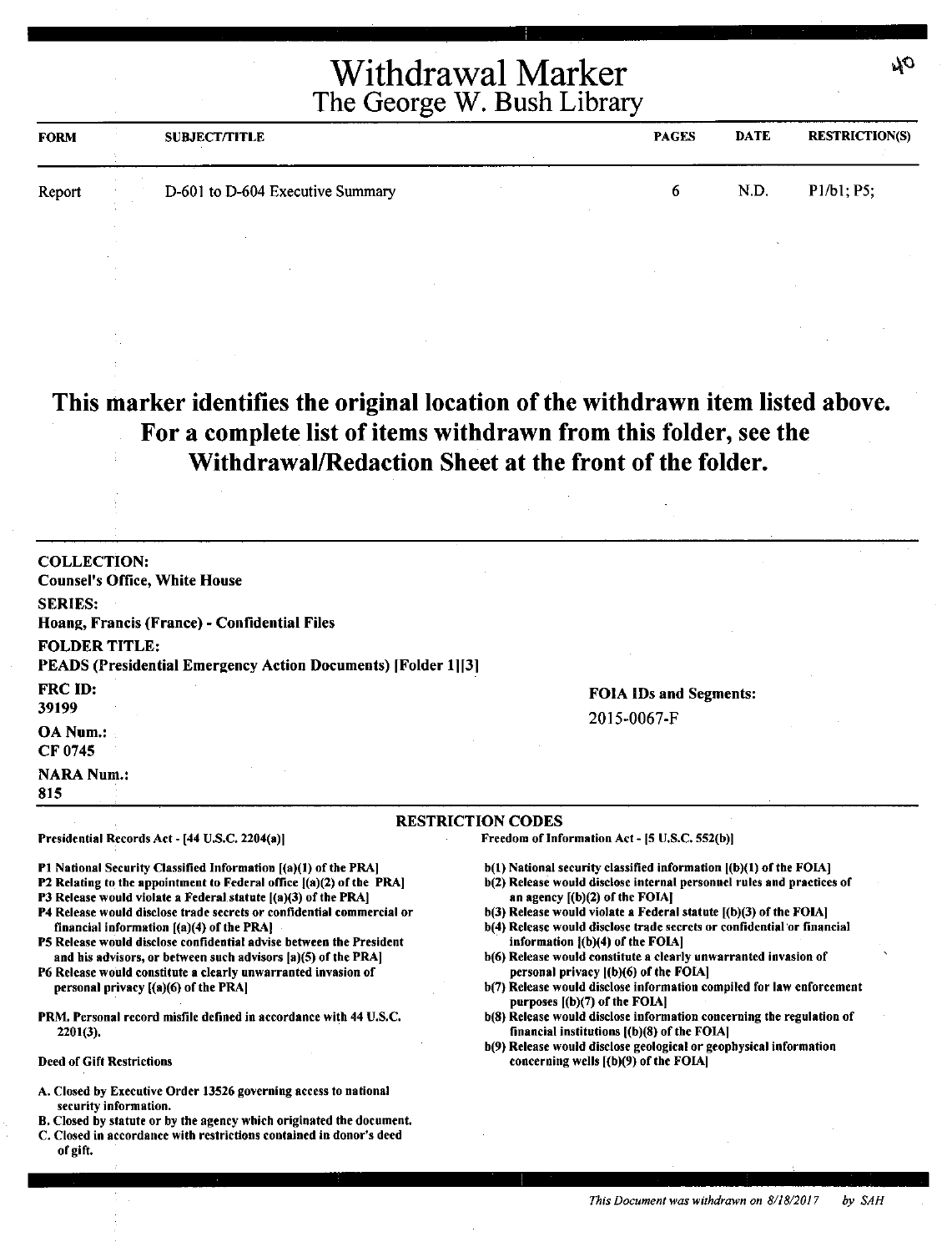# Withdrawal Marker
## The George W. Bush Library

| FORM | SUBJECT/TITLE | PAGES | DATE | RESTRICTION(S) |
|---|---|---|---|---|
| Report | D-601 to D-604 Executive Summary | 6 | N.D. | P1/b1; P5; |

**This marker identifies the original location of the withdrawn item listed above. For a complete list of items withdrawn from this folder, see the Withdrawal/Redaction Sheet at the front of the folder.**

**COLLECTION:**
**Counsel's Office, White House**

**SERIES:**
**Hoang, Francis (France) - Confidential Files**

**FOLDER TITLE:**
**PEADS (Presidential Emergency Action Documents) [Folder 1][3]**

**FRC ID:**
**39199**

**OA Num.:**
**CF 0745**

**NARA Num.:**
**815**

**FOIA IDs and Segments:**
2015-0067-F

**RESTRICTION CODES**

Presidential Records Act - [44 U.S.C. 2204(a)]

P1 National Security Classified Information [(a)(1) of the PRA]
P2 Relating to the appointment to Federal office [(a)(2) of the PRA]
P3 Release would violate a Federal statute [(a)(3) of the PRA]
P4 Release would disclose trade secrets or confidential commercial or financial information [(a)(4) of the PRA]
P5 Release would disclose confidential advise between the President and his advisors, or between such advisors [a)(5) of the PRA]
P6 Release would constitute a clearly unwarranted invasion of personal privacy [(a)(6) of the PRA]

PRM. Personal record misfile defined in accordance with 44 U.S.C. 2201(3).

Deed of Gift Restrictions

A. Closed by Executive Order 13526 governing access to national security information.
B. Closed by statute or by the agency which originated the document.
C. Closed in accordance with restrictions contained in donor's deed of gift.

Freedom of Information Act - [5 U.S.C. 552(b)]

b(1) National security classified information [(b)(1) of the FOIA]
b(2) Release would disclose internal personnel rules and practices of an agency [(b)(2) of the FOIA]
b(3) Release would violate a Federal statute [(b)(3) of the FOIA]
b(4) Release would disclose trade secrets or confidential or financial information [(b)(4) of the FOIA]
b(6) Release would constitute a clearly unwarranted invasion of personal privacy [(b)(6) of the FOIA]
b(7) Release would disclose information compiled for law enforcement purposes [(b)(7) of the FOIA]
b(8) Release would disclose information concerning the regulation of financial institutions [(b)(8) of the FOIA]
b(9) Release would disclose geological or geophysical information concerning wells [(b)(9) of the FOIA]

*This Document was withdrawn on 8/18/2017 by SAH*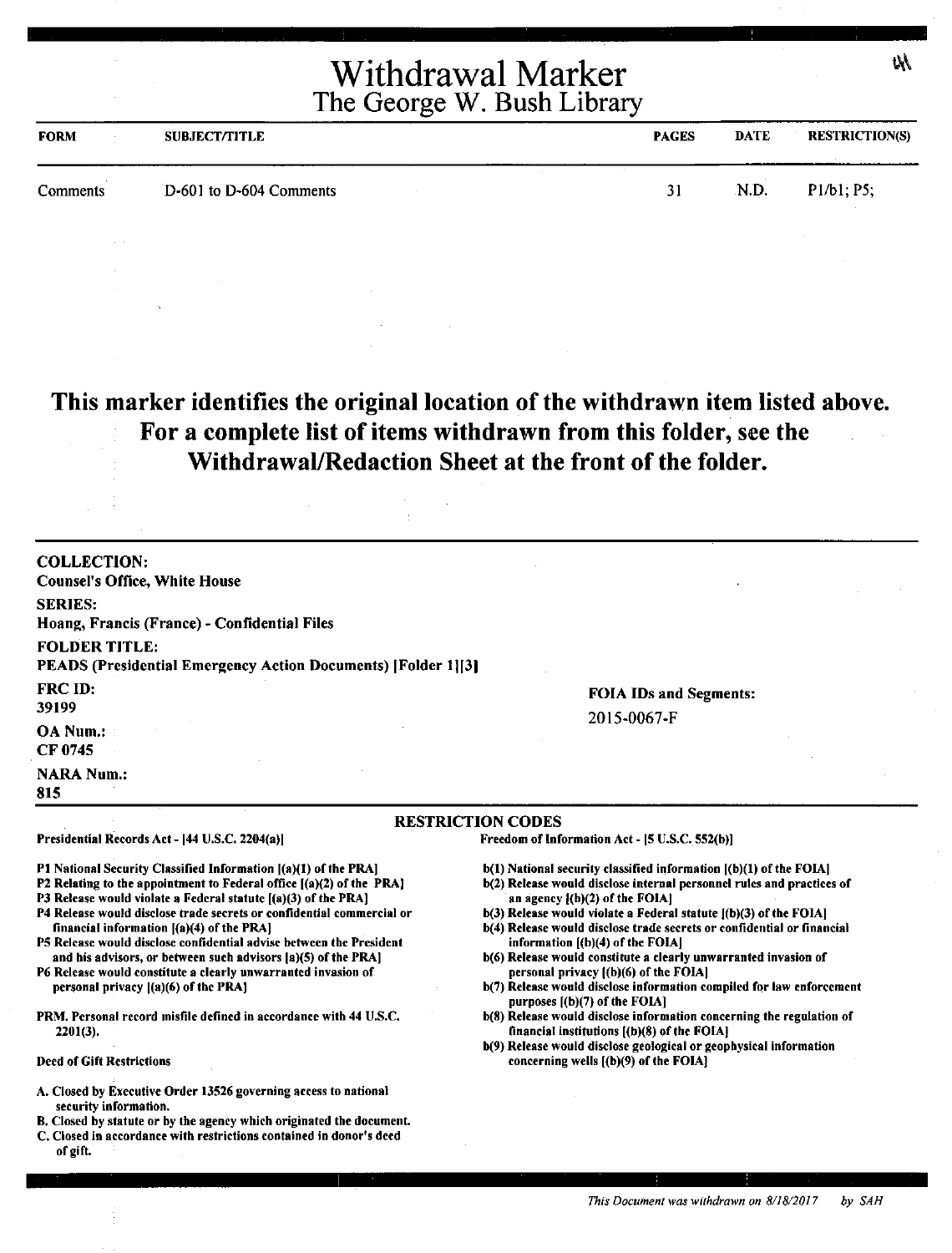# Withdrawal Marker

## The George W. Bush Library

| FORM | SUBJECT/TITLE | PAGES | DATE | RESTRICTION(S) |
|---|---|---|---|---|
| Comments | D-601 to D-604 Comments | 31 | N.D. | P1/b1; P5; |

**This marker identifies the original location of the withdrawn item listed above. For a complete list of items withdrawn from this folder, see the Withdrawal/Redaction Sheet at the front of the folder.**

**COLLECTION:**
Counsel's Office, White House

**SERIES:**
Hoang, Francis (France) - Confidential Files

**FOLDER TITLE:**
PEADS (Presidential Emergency Action Documents) [Folder 1][3]

**FRC ID:**
39199

**OA Num.:**
CF 0745

**NARA Num.:**
815

**FOIA IDs and Segments:**
2015-0067-F

### RESTRICTION CODES

**Presidential Records Act - [44 U.S.C. 2204(a)]**

- P1 National Security Classified Information [(a)(1) of the PRA]
- P2 Relating to the appointment to Federal office [(a)(2) of the PRA]
- P3 Release would violate a Federal statute [(a)(3) of the PRA]
- P4 Release would disclose trade secrets or confidential commercial or financial information [(a)(4) of the PRA]
- P5 Release would disclose confidential advise between the President and his advisors, or between such advisors [a)(5) of the PRA]
- P6 Release would constitute a clearly unwarranted invasion of personal privacy [(a)(6) of the PRA]

PRM. Personal record misfile defined in accordance with 44 U.S.C. 2201(3).

**Deed of Gift Restrictions**

- A. Closed by Executive Order 13526 governing access to national security information.
- B. Closed by statute or by the agency which originated the document.
- C. Closed in accordance with restrictions contained in donor's deed of gift.

**Freedom of Information Act - [5 U.S.C. 552(b)]**

- b(1) National security classified information [(b)(1) of the FOIA]
- b(2) Release would disclose internal personnel rules and practices of an agency [(b)(2) of the FOIA]
- b(3) Release would violate a Federal statute [(b)(3) of the FOIA]
- b(4) Release would disclose trade secrets or confidential or financial information [(b)(4) of the FOIA]
- b(6) Release would constitute a clearly unwarranted invasion of personal privacy [(b)(6) of the FOIA]
- b(7) Release would disclose information compiled for law enforcement purposes [(b)(7) of the FOIA]
- b(8) Release would disclose information concerning the regulation of financial institutions [(b)(8) of the FOIA]
- b(9) Release would disclose geological or geophysical information concerning wells [(b)(9) of the FOIA]

*This Document was withdrawn on 8/18/2017 by SAH*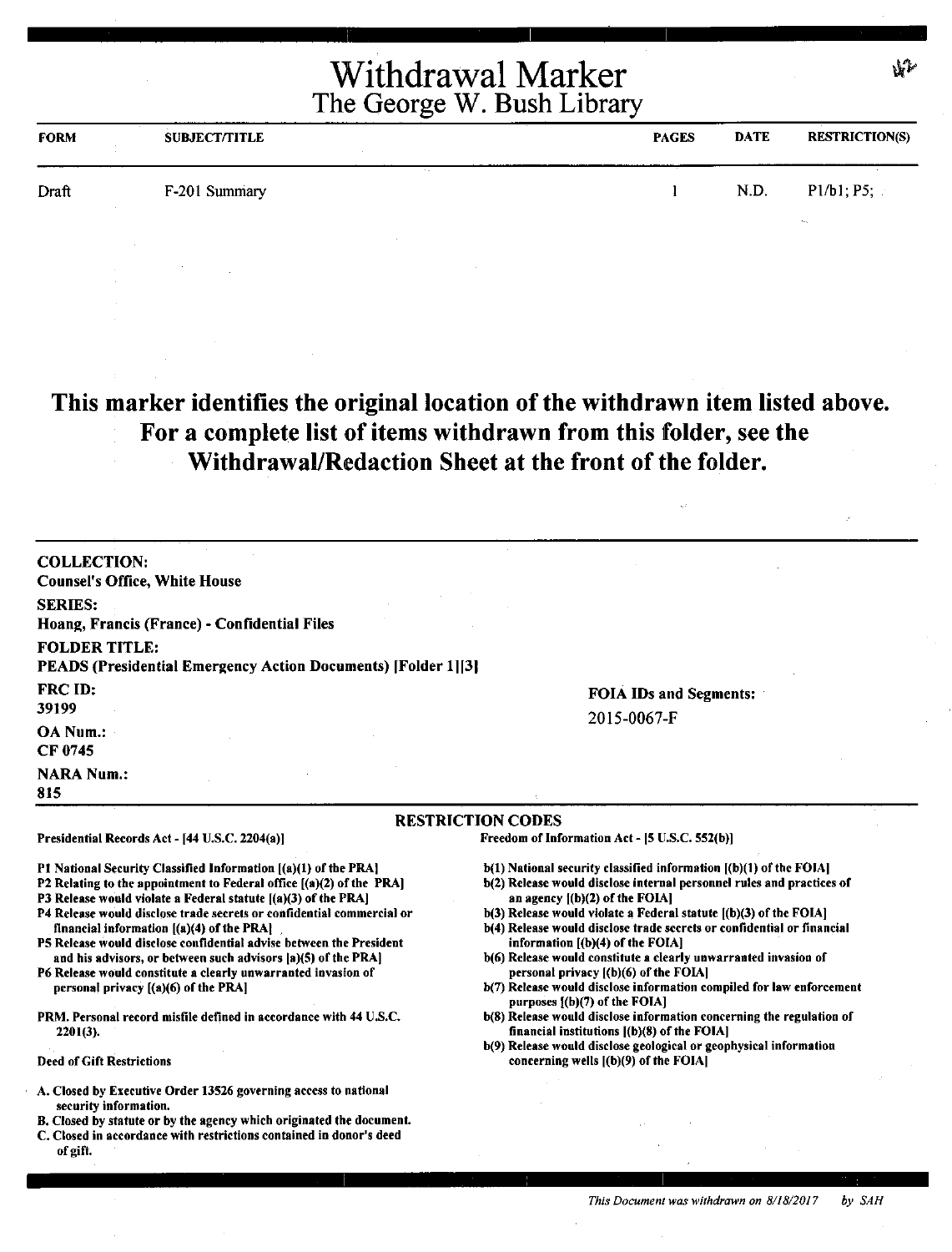# Withdrawal Marker
## The George W. Bush Library

| FORM | SUBJECT/TITLE | PAGES | DATE | RESTRICTION(S) |
|---|---|---|---|---|
| Draft | F-201 Summary | 1 | N.D. | P1/b1; P5; |

**This marker identifies the original location of the withdrawn item listed above. For a complete list of items withdrawn from this folder, see the Withdrawal/Redaction Sheet at the front of the folder.**

**COLLECTION:**
**Counsel's Office, White House**

**SERIES:**
**Hoang, Francis (France) - Confidential Files**

**FOLDER TITLE:**
**PEADS (Presidential Emergency Action Documents) [Folder 1][3]**

**FRC ID:**
39199

**OA Num.:**
CF 0745

**NARA Num.:**
815

**FOIA IDs and Segments:**
2015-0067-F

**RESTRICTION CODES**

Presidential Records Act - [44 U.S.C. 2204(a)]

P1 National Security Classified Information [(a)(1) of the PRA]
P2 Relating to the appointment to Federal office [(a)(2) of the PRA]
P3 Release would violate a Federal statute [(a)(3) of the PRA]
P4 Release would disclose trade secrets or confidential commercial or financial information [(a)(4) of the PRA]
P5 Release would disclose confidential advise between the President and his advisors, or between such advisors [a)(5) of the PRA]
P6 Release would constitute a clearly unwarranted invasion of personal privacy [(a)(6) of the PRA]

PRM. Personal record misfile defined in accordance with 44 U.S.C. 2201(3).

Deed of Gift Restrictions

A. Closed by Executive Order 13526 governing access to national security information.
B. Closed by statute or by the agency which originated the document.
C. Closed in accordance with restrictions contained in donor's deed of gift.

Freedom of Information Act - [5 U.S.C. 552(b)]

b(1) National security classified information [(b)(1) of the FOIA]
b(2) Release would disclose internal personnel rules and practices of an agency [(b)(2) of the FOIA]
b(3) Release would violate a Federal statute [(b)(3) of the FOIA]
b(4) Release would disclose trade secrets or confidential or financial information [(b)(4) of the FOIA]
b(6) Release would constitute a clearly unwarranted invasion of personal privacy [(b)(6) of the FOIA]
b(7) Release would disclose information compiled for law enforcement purposes [(b)(7) of the FOIA]
b(8) Release would disclose information concerning the regulation of financial institutions [(b)(8) of the FOIA]
b(9) Release would disclose geological or geophysical information concerning wells [(b)(9) of the FOIA]

*This Document was withdrawn on 8/18/2017 by SAH*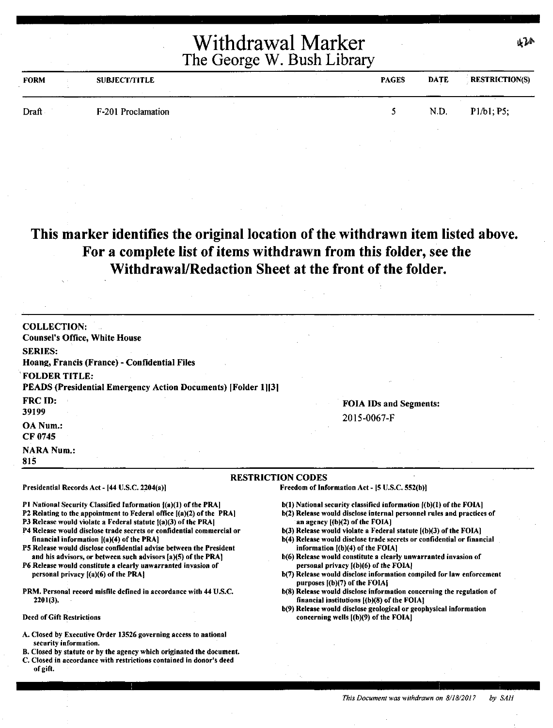# Withdrawal Marker
## The George W. Bush Library

| FORM | SUBJECT/TITLE | PAGES | DATE | RESTRICTION(S) |
|---|---|---|---|---|
| Draft | F-201 Proclamation | 5 | N.D. | P1/b1; P5; |

**This marker identifies the original location of the withdrawn item listed above. For a complete list of items withdrawn from this folder, see the Withdrawal/Redaction Sheet at the front of the folder.**

**COLLECTION:**
Counsel's Office, White House

**SERIES:**
Hoang, Francis (France) - Confidential Files

**FOLDER TITLE:**
PEADS (Presidential Emergency Action Documents) [Folder 1][3]

**FRC ID:**
39199

**OA Num.:**
CF 0745

**NARA Num.:**
815

**FOIA IDs and Segments:**
2015-0067-F

### RESTRICTION CODES

**Presidential Records Act - [44 U.S.C. 2204(a)]**

- P1 National Security Classified Information [(a)(1) of the PRA]
- P2 Relating to the appointment to Federal office [(a)(2) of the PRA]
- P3 Release would violate a Federal statute [(a)(3) of the PRA]
- P4 Release would disclose trade secrets or confidential commercial or financial information [(a)(4) of the PRA]
- P5 Release would disclose confidential advise between the President and his advisors, or between such advisors [a)(5) of the PRA]
- P6 Release would constitute a clearly unwarranted invasion of personal privacy [(a)(6) of the PRA]

PRM. Personal record misfile defined in accordance with 44 U.S.C. 2201(3).

**Deed of Gift Restrictions**

- A. Closed by Executive Order 13526 governing access to national security information.
- B. Closed by statute or by the agency which originated the document.
- C. Closed in accordance with restrictions contained in donor's deed of gift.

**Freedom of Information Act - [5 U.S.C. 552(b)]**

- b(1) National security classified information [(b)(1) of the FOIA]
- b(2) Release would disclose internal personnel rules and practices of an agency [(b)(2) of the FOIA]
- b(3) Release would violate a Federal statute [(b)(3) of the FOIA]
- b(4) Release would disclose trade secrets or confidential or financial information [(b)(4) of the FOIA]
- b(6) Release would constitute a clearly unwarranted invasion of personal privacy [(b)(6) of the FOIA]
- b(7) Release would disclose information compiled for law enforcement purposes [(b)(7) of the FOIA]
- b(8) Release would disclose information concerning the regulation of financial institutions [(b)(8) of the FOIA]
- b(9) Release would disclose geological or geophysical information concerning wells [(b)(9) of the FOIA]

*This Document was withdrawn on 8/18/2017 by SAH*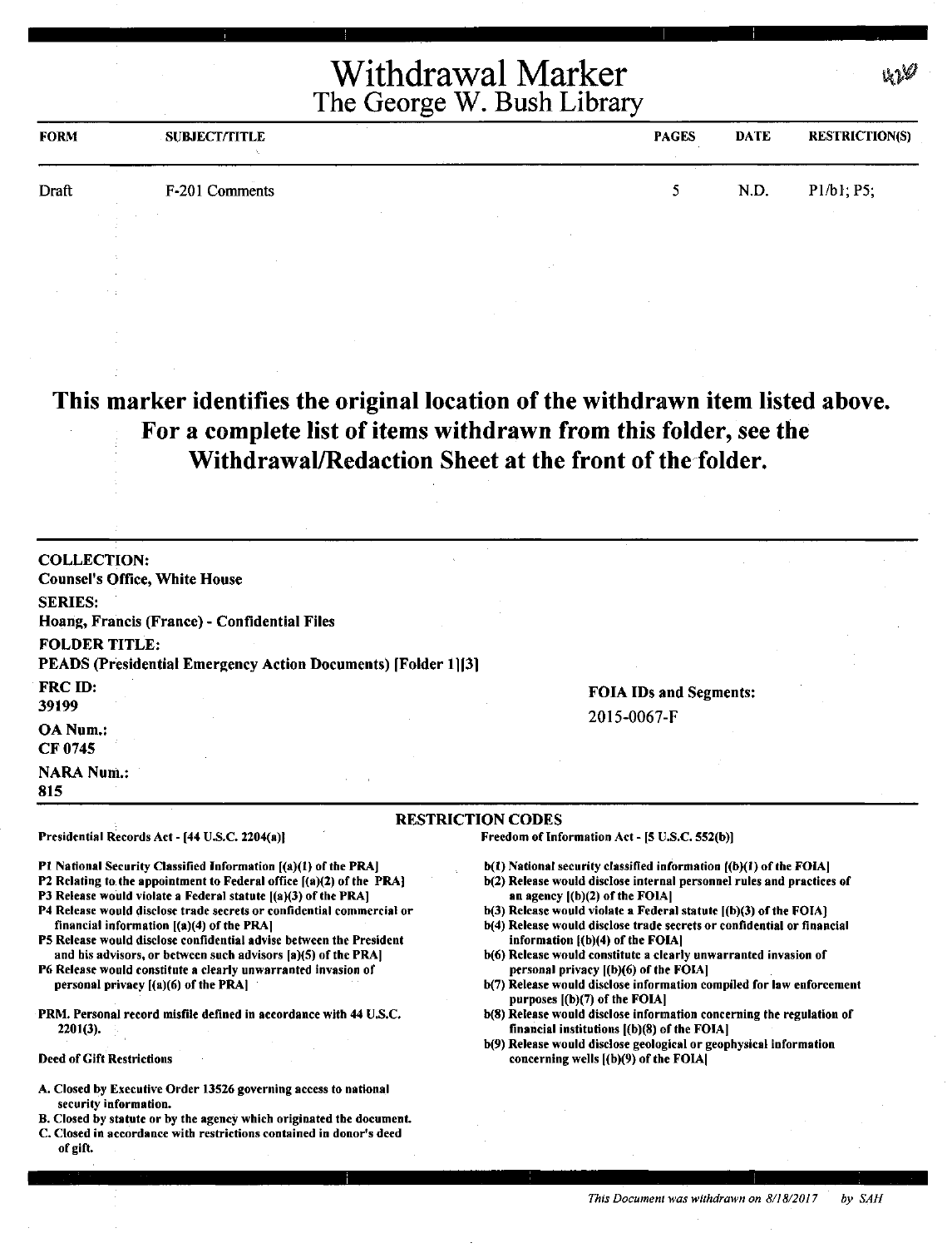# Withdrawal Marker

## The George W. Bush Library

| FORM | SUBJECT/TITLE | PAGES | DATE | RESTRICTION(S) |
|---|---|---|---|---|
| Draft | F-201 Comments | 5 | N.D. | P1/b1; P5; |

**This marker identifies the original location of the withdrawn item listed above. For a complete list of items withdrawn from this folder, see the Withdrawal/Redaction Sheet at the front of the folder.**

**COLLECTION:**
Counsel's Office, White House

**SERIES:**
Hoang, Francis (France) - Confidential Files

**FOLDER TITLE:**
PEADS (Presidential Emergency Action Documents) [Folder 1][3]

**FRC ID:**
39199

**OA Num.:**
CF 0745

**NARA Num.:**
815

**FOIA IDs and Segments:**
2015-0067-F

### RESTRICTION CODES

**Presidential Records Act - [44 U.S.C. 2204(a)]**

- P1 National Security Classified Information [(a)(1) of the PRA]
- P2 Relating to the appointment to Federal office [(a)(2) of the PRA]
- P3 Release would violate a Federal statute [(a)(3) of the PRA]
- P4 Release would disclose trade secrets or confidential commercial or financial information [(a)(4) of the PRA]
- P5 Release would disclose confidential advise between the President and his advisors, or between such advisors [a)(5) of the PRA]
- P6 Release would constitute a clearly unwarranted invasion of personal privacy [(a)(6) of the PRA]

PRM. Personal record misfile defined in accordance with 44 U.S.C. 2201(3).

**Deed of Gift Restrictions**

- A. Closed by Executive Order 13526 governing access to national security information.
- B. Closed by statute or by the agency which originated the document.
- C. Closed in accordance with restrictions contained in donor's deed of gift.

**Freedom of Information Act - [5 U.S.C. 552(b)]**

- b(1) National security classified information [(b)(1) of the FOIA]
- b(2) Release would disclose internal personnel rules and practices of an agency [(b)(2) of the FOIA]
- b(3) Release would violate a Federal statute [(b)(3) of the FOIA]
- b(4) Release would disclose trade secrets or confidential or financial information [(b)(4) of the FOIA]
- b(6) Release would constitute a clearly unwarranted invasion of personal privacy [(b)(6) of the FOIA]
- b(7) Release would disclose information compiled for law enforcement purposes [(b)(7) of the FOIA]
- b(8) Release would disclose information concerning the regulation of financial institutions [(b)(8) of the FOIA]
- b(9) Release would disclose geological or geophysical information concerning wells [(b)(9) of the FOIA]

*This Document was withdrawn on 8/18/2017 by SAH*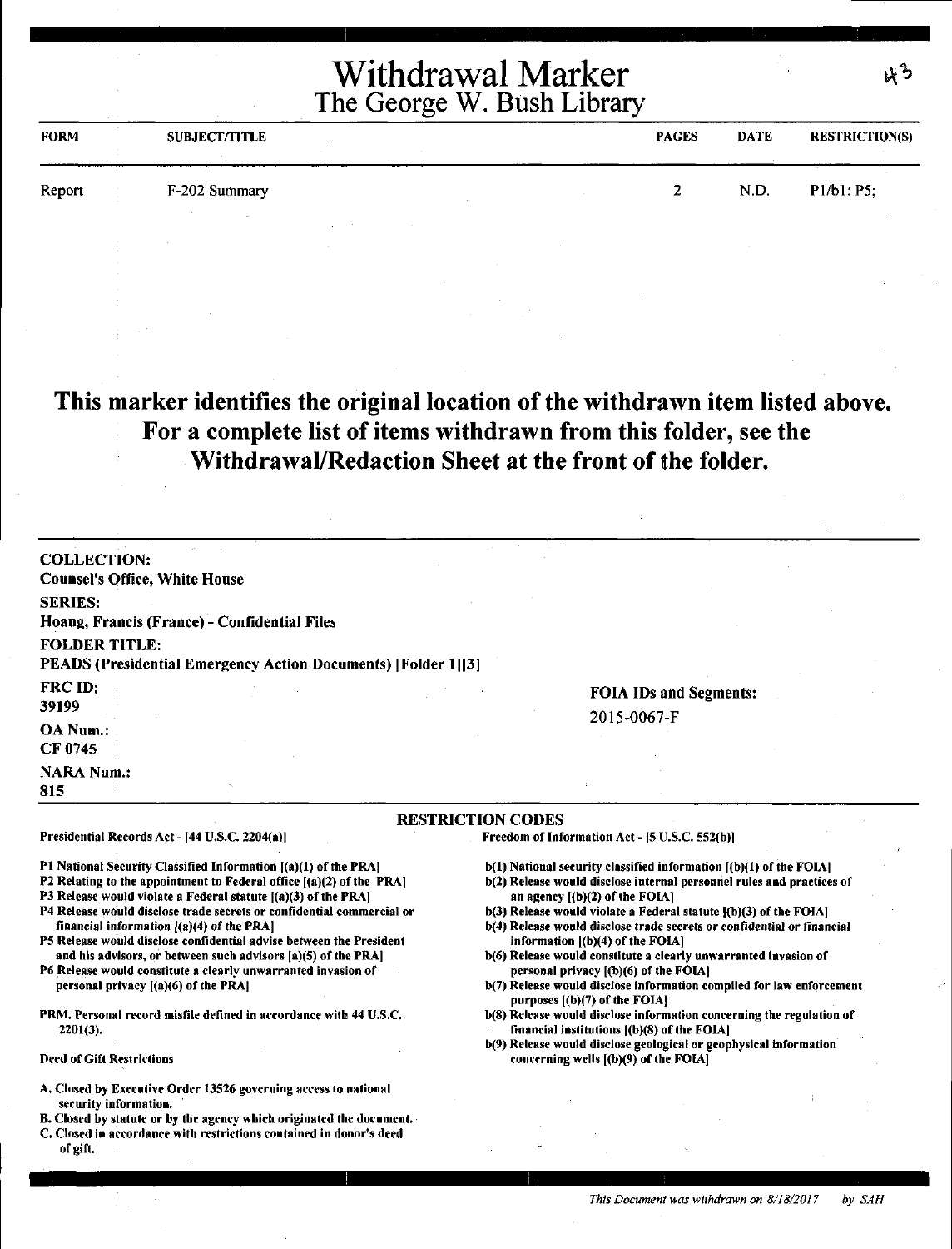# Withdrawal Marker
## The George W. Bush Library

| FORM | SUBJECT/TITLE | PAGES | DATE | RESTRICTION(S) |
|---|---|---|---|---|
| Report | F-202 Summary | 2 | N.D. | P1/b1; P5; |

**This marker identifies the original location of the withdrawn item listed above. For a complete list of items withdrawn from this folder, see the Withdrawal/Redaction Sheet at the front of the folder.**

**COLLECTION:**
Counsel's Office, White House

**SERIES:**
Hoang, Francis (France) - Confidential Files

**FOLDER TITLE:**
PEADS (Presidential Emergency Action Documents) [Folder 1][3]

**FRC ID:**
39199

**OA Num.:**
CF 0745

**NARA Num.:**
815

**FOIA IDs and Segments:**
2015-0067-F

**RESTRICTION CODES**

Presidential Records Act - [44 U.S.C. 2204(a)]

P1 National Security Classified Information [(a)(1) of the PRA]
P2 Relating to the appointment to Federal office [(a)(2) of the PRA]
P3 Release would violate a Federal statute [(a)(3) of the PRA]
P4 Release would disclose trade secrets or confidential commercial or financial information [(a)(4) of the PRA]
P5 Release would disclose confidential advise between the President and his advisors, or between such advisors [a)(5) of the PRA]
P6 Release would constitute a clearly unwarranted invasion of personal privacy [(a)(6) of the PRA]

PRM. Personal record misfile defined in accordance with 44 U.S.C. 2201(3).

Deed of Gift Restrictions

A. Closed by Executive Order 13526 governing access to national security information.
B. Closed by statute or by the agency which originated the document.
C. Closed in accordance with restrictions contained in donor's deed of gift.

Freedom of Information Act - [5 U.S.C. 552(b)]

b(1) National security classified information [(b)(1) of the FOIA]
b(2) Release would disclose internal personnel rules and practices of an agency [(b)(2) of the FOIA]
b(3) Release would violate a Federal statute [(b)(3) of the FOIA]
b(4) Release would disclose trade secrets or confidential or financial information [(b)(4) of the FOIA]
b(6) Release would constitute a clearly unwarranted invasion of personal privacy [(b)(6) of the FOIA]
b(7) Release would disclose information compiled for law enforcement purposes [(b)(7) of the FOIA]
b(8) Release would disclose information concerning the regulation of financial institutions [(b)(8) of the FOIA]
b(9) Release would disclose geological or geophysical information concerning wells [(b)(9) of the FOIA]

*This Document was withdrawn on 8/18/2017 by SAH*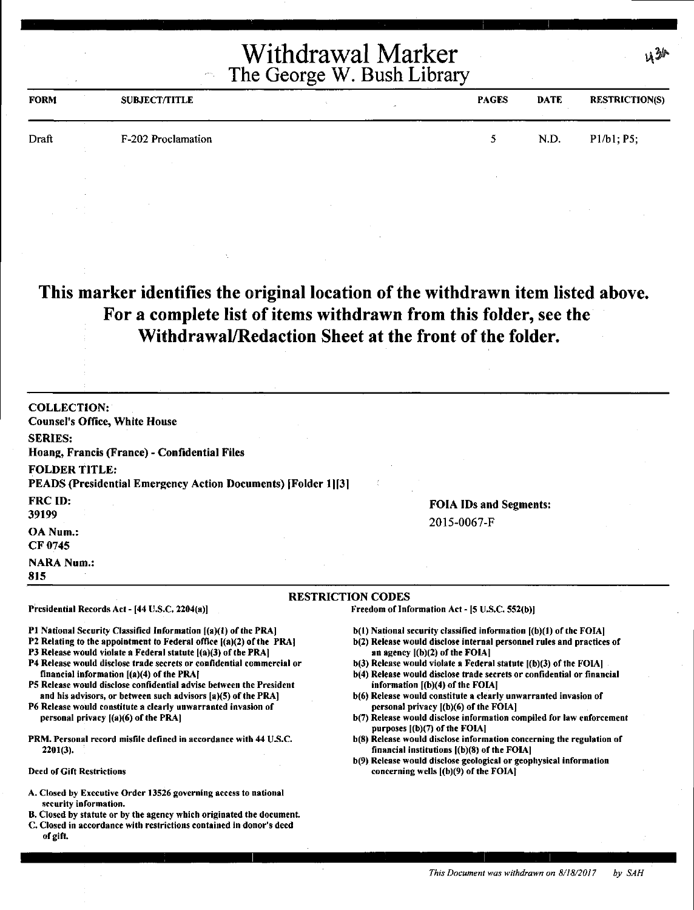# Withdrawal Marker
## The George W. Bush Library

434

| FORM | SUBJECT/TITLE | PAGES | DATE | RESTRICTION(S) |
|---|---|---|---|---|
| Draft | F-202 Proclamation | 5 | N.D. | P1/b1; P5; |

**This marker identifies the original location of the withdrawn item listed above. For a complete list of items withdrawn from this folder, see the Withdrawal/Redaction Sheet at the front of the folder.**

**COLLECTION:**
**Counsel's Office, White House**

**SERIES:**
**Hoang, Francis (France) - Confidential Files**

**FOLDER TITLE:**
**PEADS (Presidential Emergency Action Documents) [Folder 1][3]**

**FRC ID:**
**39199**

**OA Num.:**
**CF 0745**

**NARA Num.:**
**815**

**FOIA IDs and Segments:**
2015-0067-F

**RESTRICTION CODES**

Presidential Records Act - [44 U.S.C. 2204(a)]

P1 National Security Classified Information [(a)(1) of the PRA]
P2 Relating to the appointment to Federal office [(a)(2) of the PRA]
P3 Release would violate a Federal statute [(a)(3) of the PRA]
P4 Release would disclose trade secrets or confidential commercial or financial information [(a)(4) of the PRA]
P5 Release would disclose confidential advise between the President and his advisors, or between such advisors [a)(5) of the PRA]
P6 Release would constitute a clearly unwarranted invasion of personal privacy [(a)(6) of the PRA]

PRM. Personal record misfile defined in accordance with 44 U.S.C. 2201(3).

Deed of Gift Restrictions

A. Closed by Executive Order 13526 governing access to national security information.
B. Closed by statute or by the agency which originated the document.
C. Closed in accordance with restrictions contained in donor's deed of gift.

Freedom of Information Act - [5 U.S.C. 552(b)]

b(1) National security classified information [(b)(1) of the FOIA]
b(2) Release would disclose internal personnel rules and practices of an agency [(b)(2) of the FOIA]
b(3) Release would violate a Federal statute [(b)(3) of the FOIA]
b(4) Release would disclose trade secrets or confidential or financial information [(b)(4) of the FOIA]
b(6) Release would constitute a clearly unwarranted invasion of personal privacy [(b)(6) of the FOIA]
b(7) Release would disclose information compiled for law enforcement purposes [(b)(7) of the FOIA]
b(8) Release would disclose information concerning the regulation of financial institutions [(b)(8) of the FOIA]
b(9) Release would disclose geological or geophysical information concerning wells [(b)(9) of the FOIA]

*This Document was withdrawn on 8/18/2017 by SAH*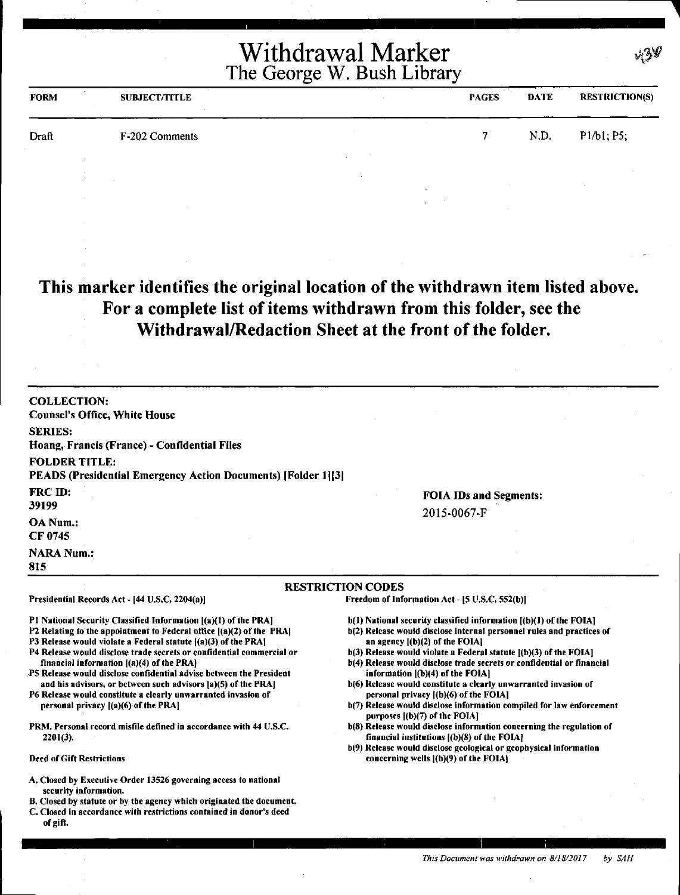# Withdrawal Marker
## The George W. Bush Library

| FORM | SUBJECT/TITLE | PAGES | DATE | RESTRICTION(S) |
|---|---|---|---|---|
| Draft | F-202 Comments | 7 | N.D. | P1/b1; P5; |

**This marker identifies the original location of the withdrawn item listed above. For a complete list of items withdrawn from this folder, see the Withdrawal/Redaction Sheet at the front of the folder.**

**COLLECTION:**
Counsel's Office, White House

**SERIES:**
Hoang, Francis (France) - Confidential Files

**FOLDER TITLE:**
PEADS (Presidential Emergency Action Documents) [Folder 1][3]

**FRC ID:**
39199

**OA Num.:**
CF 0745

**NARA Num.:**
815

**FOIA IDs and Segments:**
2015-0067-F

### RESTRICTION CODES

Presidential Records Act - [44 U.S.C. 2204(a)]

P1 National Security Classified Information [(a)(1) of the PRA]
P2 Relating to the appointment to Federal office [(a)(2) of the PRA]
P3 Release would violate a Federal statute [(a)(3) of the PRA]
P4 Release would disclose trade secrets or confidential commercial or financial information [(a)(4) of the PRA]
P5 Release would disclose confidential advise between the President and his advisors, or between such advisors [a)(5) of the PRA]
P6 Release would constitute a clearly unwarranted invasion of personal privacy [(a)(6) of the PRA]

PRM. Personal record misfile defined in accordance with 44 U.S.C. 2201(3).

Deed of Gift Restrictions

A. Closed by Executive Order 13526 governing access to national security information.
B. Closed by statute or by the agency which originated the document.
C. Closed in accordance with restrictions contained in donor's deed of gift.

Freedom of Information Act - [5 U.S.C. 552(b)]

b(1) National security classified information [(b)(1) of the FOIA]
b(2) Release would disclose internal personnel rules and practices of an agency [(b)(2) of the FOIA]
b(3) Release would violate a Federal statute [(b)(3) of the FOIA]
b(4) Release would disclose trade secrets or confidential or financial information [(b)(4) of the FOIA]
b(6) Release would constitute a clearly unwarranted invasion of personal privacy [(b)(6) of the FOIA]
b(7) Release would disclose information compiled for law enforcement purposes [(b)(7) of the FOIA]
b(8) Release would disclose information concerning the regulation of financial institutions [(b)(8) of the FOIA]
b(9) Release would disclose geological or geophysical information concerning wells [(b)(9) of the FOIA]

*This Document was withdrawn on 8/18/2017 by SAH*